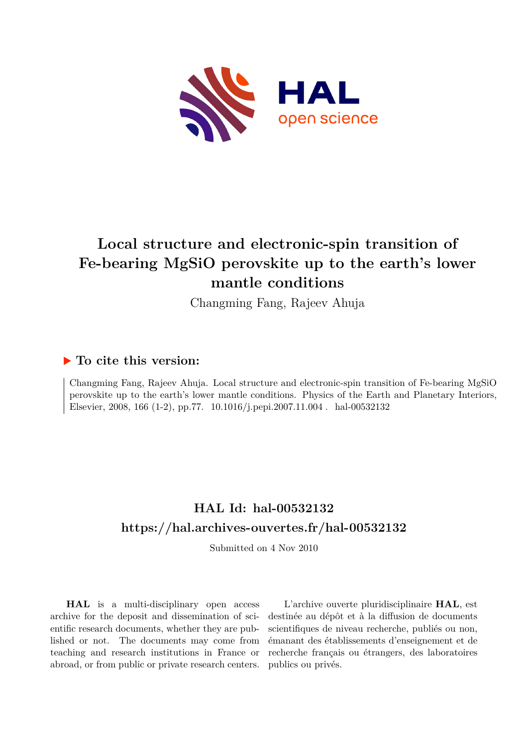# Local structure and electronic-spin transition of Fe-bearing MgSiO perovskite up to the earth's lower mantle conditions

Changming Fang, Rajeev Ahuja

## ▶ To cite this version:

Changming Fang, Rajeev Ahuja. Local structure and electronic-spin transition of Fe-bearing MgSiO perovskite up to the earth's lower mantle conditions. Physics of the Earth and Planetary Interiors, Elsevier, 2008, 166 (1-2), pp.77. 10.1016/j.pepi.2007.11.004 . hal-00532132

## HAL Id: hal-00532132

## https://hal.archives-ouvertes.fr/hal-00532132

Submitted on 4 Nov 2010

**HAL** is a multi-disciplinary open access archive for the deposit and dissemination of scientific research documents, whether they are published or not. The documents may come from teaching and research institutions in France or abroad, or from public or private research centers.

L'archive ouverte pluridisciplinaire **HAL**, est destinée au dépôt et à la diffusion de documents scientifiques de niveau recherche, publiés ou non, émanant des établissements d'enseignement et de recherche français ou étrangers, des laboratoires publics ou privés.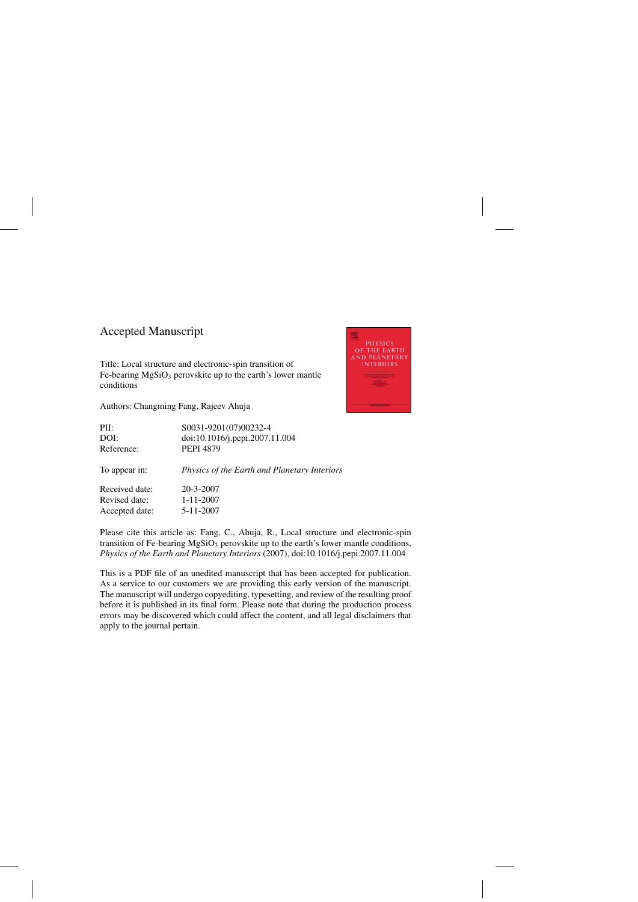Accepted Manuscript

Title: Local structure and electronic-spin transition of Fe-bearing $MgSiO_3$ perovskite up to the earth's lower mantle conditions

Authors: Changming Fang, Rajeev Ahuja

| | |
|---|---|
| PII: | S0031-9201(07)00232-4 |
| DOI: | doi:10.1016/j.pepi.2007.11.004 |
| Reference: | PEPI 4879 |
| To appear in: | *Physics of the Earth and Planetary Interiors* |
| Received date: | 20-3-2007 |
| Revised date: | 1-11-2007 |
| Accepted date: | 5-11-2007 |

Please cite this article as: Fang, C., Ahuja, R., Local structure and electronic-spin transition of Fe-bearing $MgSiO_3$ perovskite up to the earth's lower mantle conditions, *Physics of the Earth and Planetary Interiors* (2007), doi:10.1016/j.pepi.2007.11.004

This is a PDF file of an unedited manuscript that has been accepted for publication. As a service to our customers we are providing this early version of the manuscript. The manuscript will undergo copyediting, typesetting, and review of the resulting proof before it is published in its final form. Please note that during the production process errors may be discovered which could affect the content, and all legal disclaimers that apply to the journal pertain.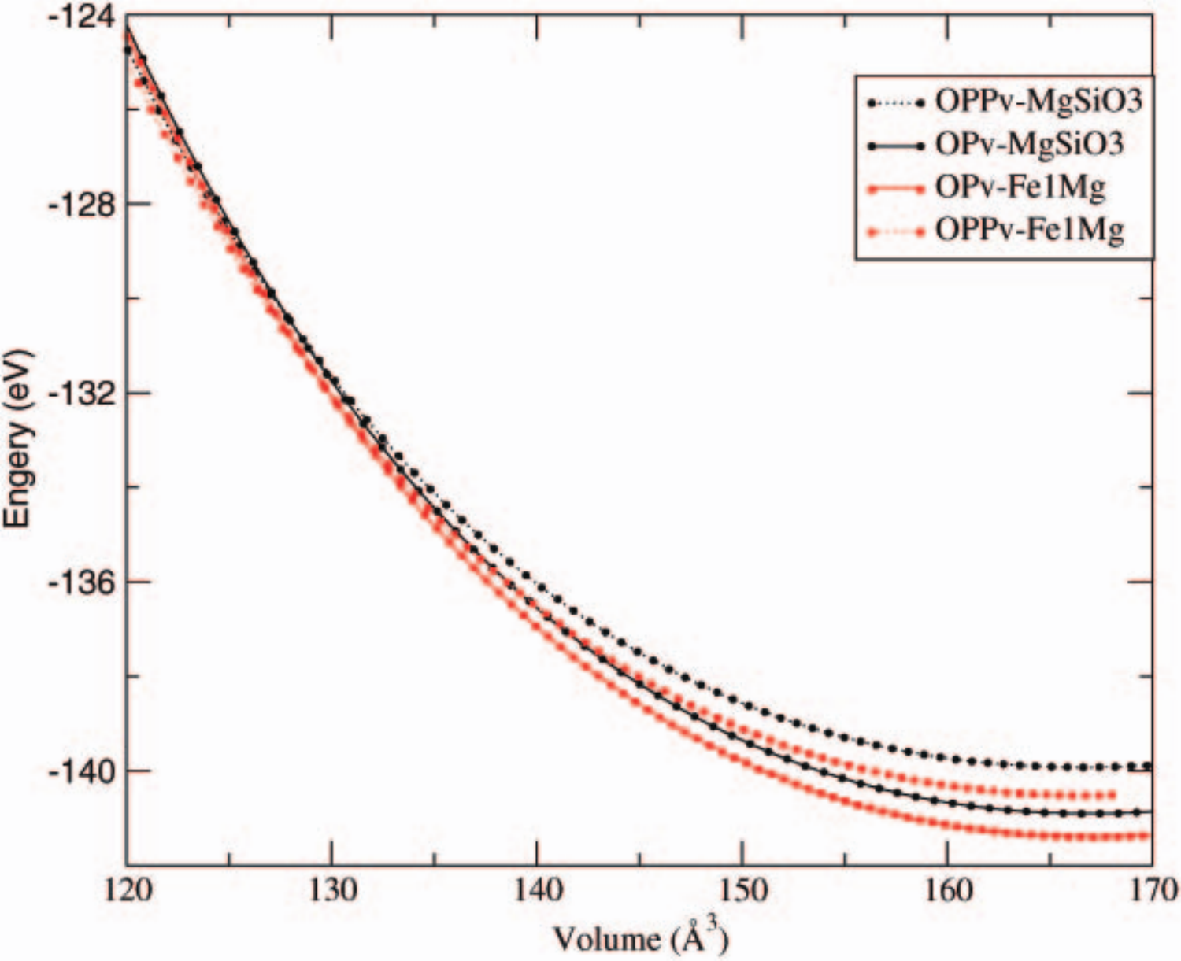OPPv-MgSiO3

OPv-MgSiO3

OPv-Fe1Mg

OPPv-Fe1Mg

Engery (eV)

Volume (Å$^3$)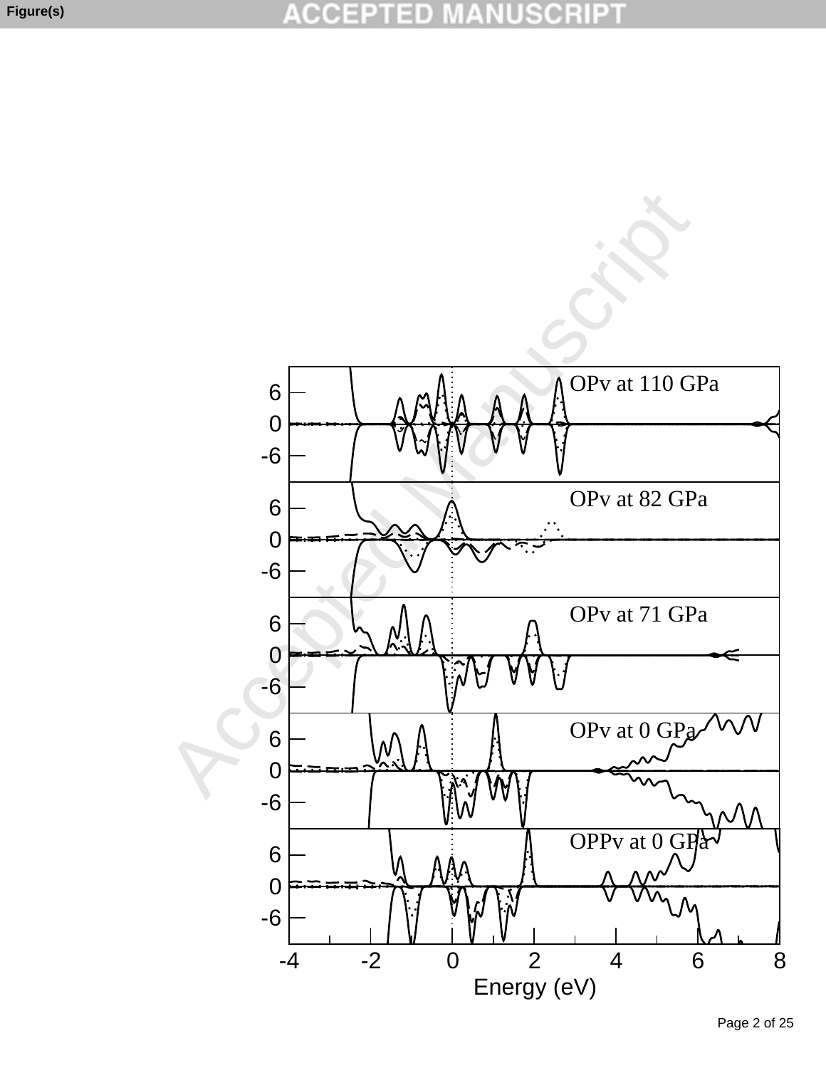OPv at 110 GPa

OPv at 82 GPa

OPv at 71 GPa

OPv at 0 GPa

OPPv at 0 GPa

Energy (eV)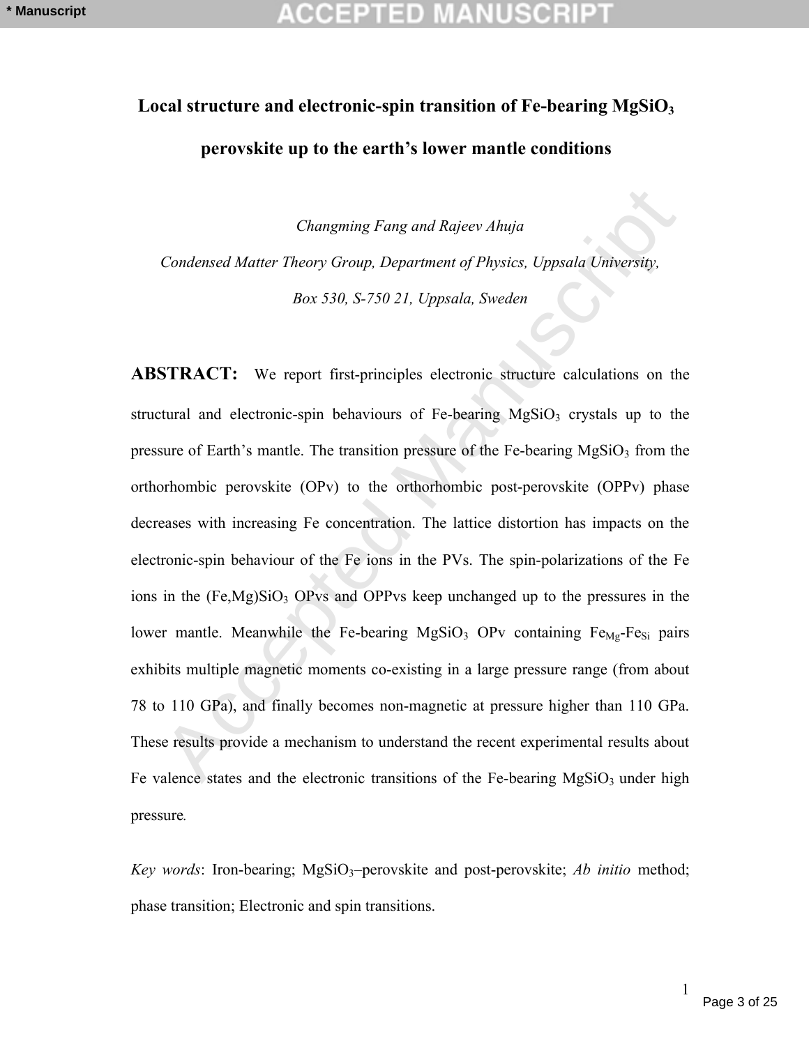# Local structure and electronic-spin transition of Fe-bearing $MgSiO_3$ perovskite up to the earth's lower mantle conditions

*Changming Fang and Rajeev Ahuja*

*Condensed Matter Theory Group, Department of Physics, Uppsala University, Box 530, S-750 21, Uppsala, Sweden*

**ABSTRACT:** We report first-principles electronic structure calculations on the structural and electronic-spin behaviours of Fe-bearing $MgSiO_3$ crystals up to the pressure of Earth's mantle. The transition pressure of the Fe-bearing $MgSiO_3$ from the orthorhombic perovskite (OPv) to the orthorhombic post-perovskite (OPPv) phase decreases with increasing Fe concentration. The lattice distortion has impacts on the electronic-spin behaviour of the Fe ions in the PVs. The spin-polarizations of the Fe ions in the $(Fe,Mg)SiO_3$ OPvs and OPPvs keep unchanged up to the pressures in the lower mantle. Meanwhile the Fe-bearing $MgSiO_3$ OPv containing $Fe_{Mg}$-$Fe_{Si}$ pairs exhibits multiple magnetic moments co-existing in a large pressure range (from about 78 to 110 GPa), and finally becomes non-magnetic at pressure higher than 110 GPa. These results provide a mechanism to understand the recent experimental results about Fe valence states and the electronic transitions of the Fe-bearing $MgSiO_3$ under high pressure.

*Key words*: Iron-bearing; $MgSiO_3$–perovskite and post-perovskite; *Ab initio* method; phase transition; Electronic and spin transitions.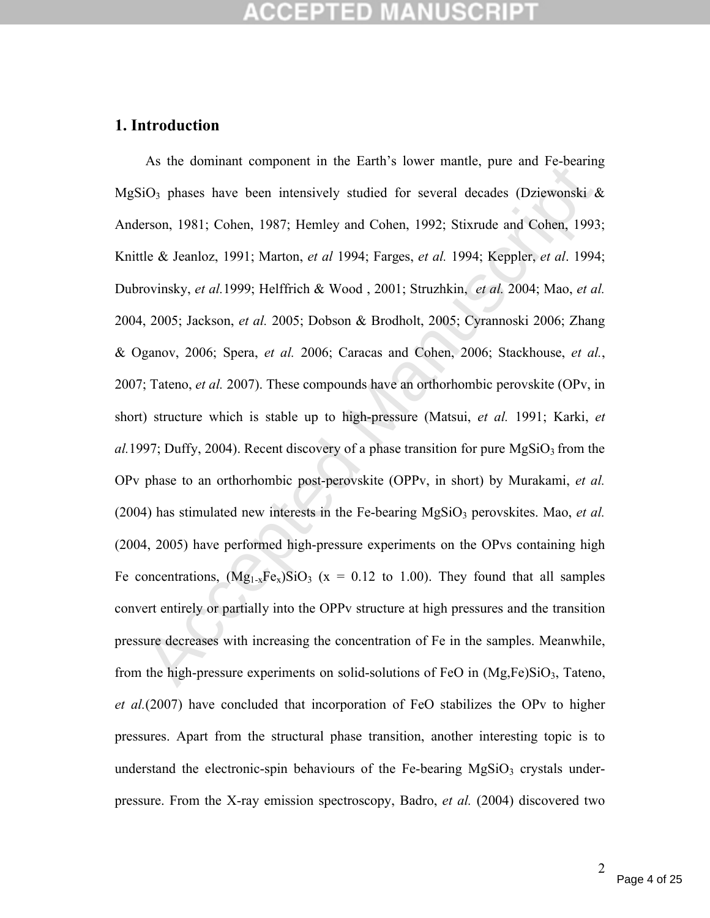## 1. Introduction

As the dominant component in the Earth's lower mantle, pure and Fe-bearing $MgSiO_3$ phases have been intensively studied for several decades (Dziewonski & Anderson, 1981; Cohen, 1987; Hemley and Cohen, 1992; Stixrude and Cohen, 1993; Knittle & Jeanloz, 1991; Marton, *et al* 1994; Farges, *et al.* 1994; Keppler, *et al*. 1994; Dubrovinsky, *et al.*1999; Helffrich & Wood , 2001; Struzhkin, *et al.* 2004; Mao, *et al.* 2004, 2005; Jackson, *et al.* 2005; Dobson & Brodholt, 2005; Cyrannoski 2006; Zhang & Oganov, 2006; Spera, *et al.* 2006; Caracas and Cohen, 2006; Stackhouse, *et al.*, 2007; Tateno, *et al.* 2007). These compounds have an orthorhombic perovskite (OPv, in short) structure which is stable up to high-pressure (Matsui, *et al.* 1991; Karki, *et al.*1997; Duffy, 2004). Recent discovery of a phase transition for pure $MgSiO_3$ from the OPv phase to an orthorhombic post-perovskite (OPPv, in short) by Murakami, *et al.* (2004) has stimulated new interests in the Fe-bearing $MgSiO_3$ perovskites. Mao, *et al.* (2004, 2005) have performed high-pressure experiments on the OPvs containing high Fe concentrations, $(Mg_{1-x}Fe_x)SiO_3$ (x = 0.12 to 1.00). They found that all samples convert entirely or partially into the OPPv structure at high pressures and the transition pressure decreases with increasing the concentration of Fe in the samples. Meanwhile, from the high-pressure experiments on solid-solutions of FeO in $(Mg,Fe)SiO_3$, Tateno, *et al.*(2007) have concluded that incorporation of FeO stabilizes the OPv to higher pressures. Apart from the structural phase transition, another interesting topic is to understand the electronic-spin behaviours of the Fe-bearing $MgSiO_3$ crystals under-pressure. From the X-ray emission spectroscopy, Badro, *et al.* (2004) discovered two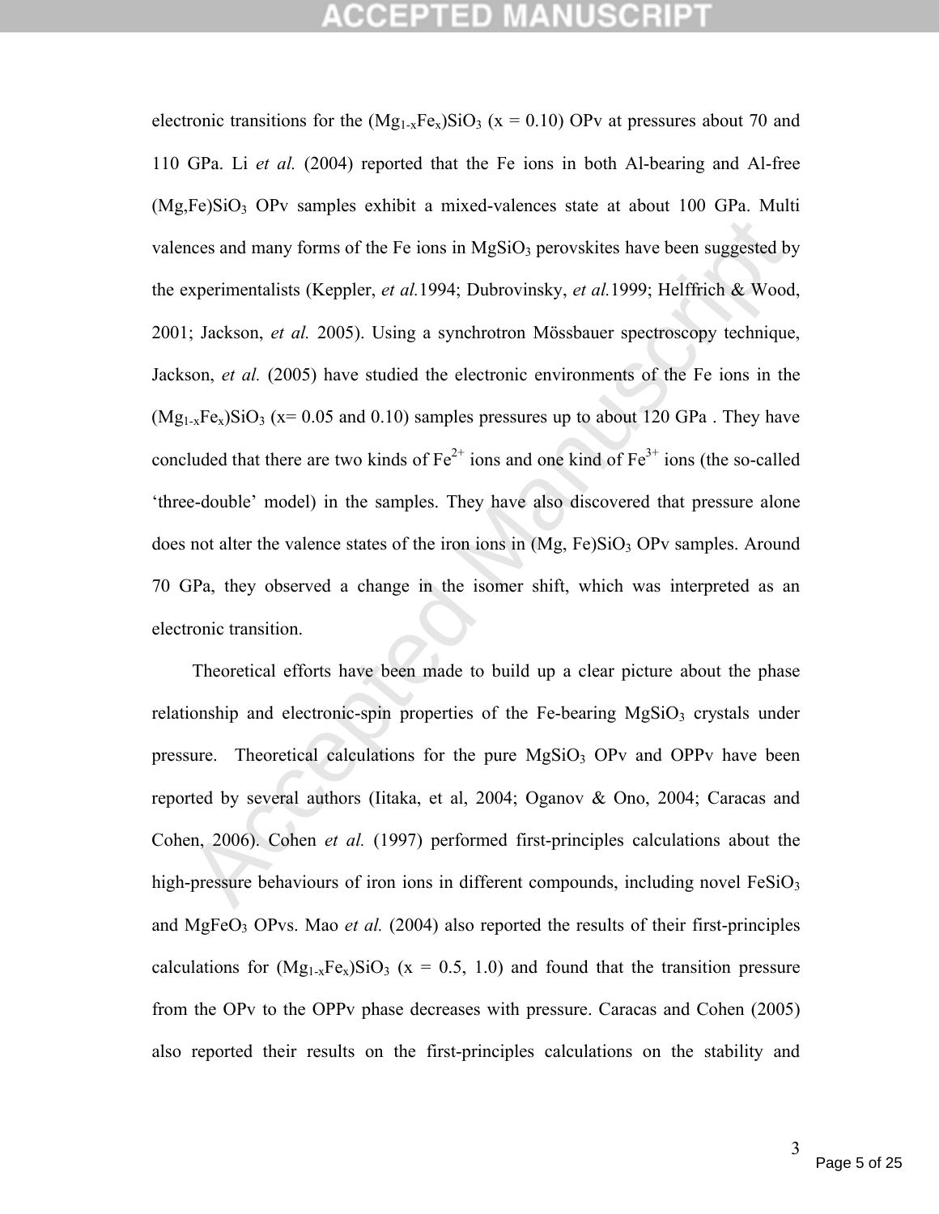electronic transitions for the $(Mg_{1-x}Fe_x)SiO_3$ (x = 0.10) OPv at pressures about 70 and 110 GPa. Li *et al.* (2004) reported that the Fe ions in both Al-bearing and Al-free $(Mg,Fe)SiO_3$ OPv samples exhibit a mixed-valences state at about 100 GPa. Multi valences and many forms of the Fe ions in $MgSiO_3$ perovskites have been suggested by the experimentalists (Keppler, *et al.*1994; Dubrovinsky, *et al.*1999; Helffrich & Wood, 2001; Jackson, *et al.* 2005). Using a synchrotron Mössbauer spectroscopy technique, Jackson, *et al.* (2005) have studied the electronic environments of the Fe ions in the $(Mg_{1-x}Fe_x)SiO_3$ (x= 0.05 and 0.10) samples pressures up to about 120 GPa . They have concluded that there are two kinds of $Fe^{2+}$ ions and one kind of $Fe^{3+}$ ions (the so-called 'three-double' model) in the samples. They have also discovered that pressure alone does not alter the valence states of the iron ions in $(Mg, Fe)SiO_3$ OPv samples. Around 70 GPa, they observed a change in the isomer shift, which was interpreted as an electronic transition.

Theoretical efforts have been made to build up a clear picture about the phase relationship and electronic-spin properties of the Fe-bearing $MgSiO_3$ crystals under pressure. Theoretical calculations for the pure $MgSiO_3$ OPv and OPPv have been reported by several authors (Iitaka, et al, 2004; Oganov & Ono, 2004; Caracas and Cohen, 2006). Cohen *et al.* (1997) performed first-principles calculations about the high-pressure behaviours of iron ions in different compounds, including novel $FeSiO_3$ and $MgFeO_3$ OPvs. Mao *et al.* (2004) also reported the results of their first-principles calculations for $(Mg_{1-x}Fe_x)SiO_3$ (x = 0.5, 1.0) and found that the transition pressure from the OPv to the OPPv phase decreases with pressure. Caracas and Cohen (2005) also reported their results on the first-principles calculations on the stability and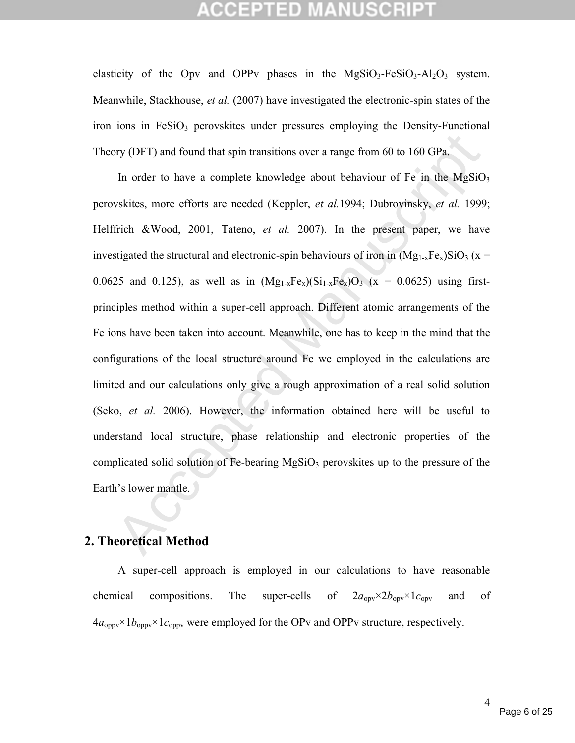elasticity of the Opv and OPPv phases in the $MgSiO_3$-$FeSiO_3$-$Al_2O_3$ system. Meanwhile, Stackhouse, *et al.* (2007) have investigated the electronic-spin states of the iron ions in $FeSiO_3$ perovskites under pressures employing the Density-Functional Theory (DFT) and found that spin transitions over a range from 60 to 160 GPa.

In order to have a complete knowledge about behaviour of Fe in the $MgSiO_3$ perovskites, more efforts are needed (Keppler, *et al.*1994; Dubrovinsky, *et al.* 1999; Helffrich &Wood, 2001, Tateno, *et al.* 2007). In the present paper, we have investigated the structural and electronic-spin behaviours of iron in $(Mg_{1-x}Fe_x)SiO_3$ (x = 0.0625 and 0.125), as well as in $(Mg_{1-x}Fe_x)(Si_{1-x}Fe_x)O_3$ (x = 0.0625) using first-principles method within a super-cell approach. Different atomic arrangements of the Fe ions have been taken into account. Meanwhile, one has to keep in the mind that the configurations of the local structure around Fe we employed in the calculations are limited and our calculations only give a rough approximation of a real solid solution (Seko, *et al.* 2006). However, the information obtained here will be useful to understand local structure, phase relationship and electronic properties of the complicated solid solution of Fe-bearing $MgSiO_3$ perovskites up to the pressure of the Earth's lower mantle.

## 2. Theoretical Method

A super-cell approach is employed in our calculations to have reasonable chemical compositions. The super-cells of $2a_{opv}\times2b_{opv}\times1c_{opv}$ and of $4a_{oppv}\times1b_{oppv}\times1c_{oppv}$ were employed for the OPv and OPPv structure, respectively.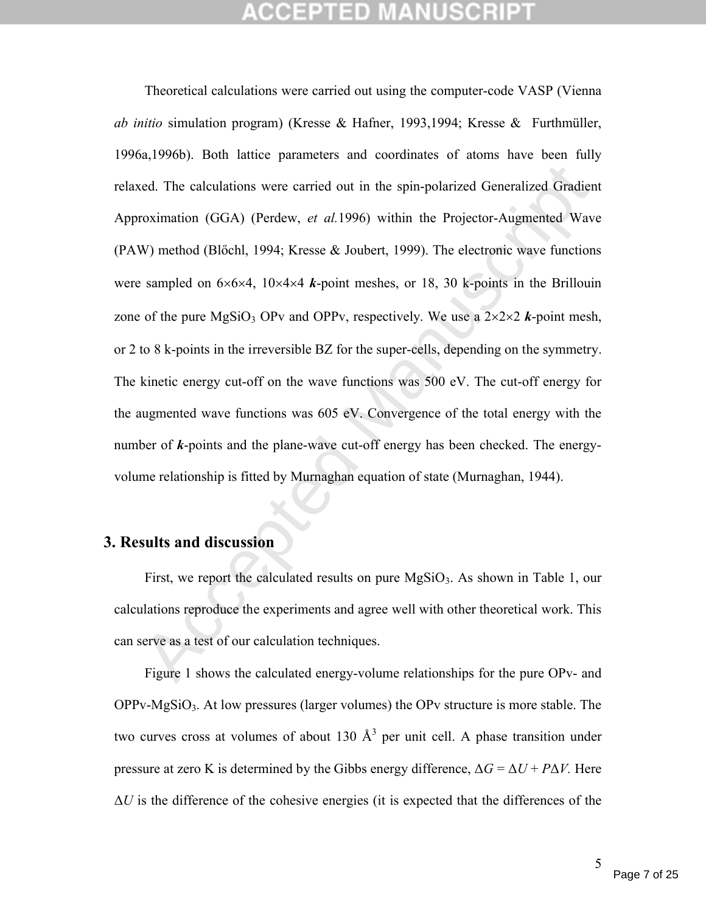Theoretical calculations were carried out using the computer-code VASP (Vienna *ab initio* simulation program) (Kresse & Hafner, 1993,1994; Kresse & Furthmüller, 1996a,1996b). Both lattice parameters and coordinates of atoms have been fully relaxed. The calculations were carried out in the spin-polarized Generalized Gradient Approximation (GGA) (Perdew, *et al.*1996) within the Projector-Augmented Wave (PAW) method (Blőchl, 1994; Kresse & Joubert, 1999). The electronic wave functions were sampled on 6×6×4, 10×4×4 ***k***-point meshes, or 18, 30 k-points in the Brillouin zone of the pure $MgSiO_3$ OPv and OPPv, respectively. We use a 2×2×2 ***k***-point mesh, or 2 to 8 k-points in the irreversible BZ for the super-cells, depending on the symmetry. The kinetic energy cut-off on the wave functions was 500 eV. The cut-off energy for the augmented wave functions was 605 eV. Convergence of the total energy with the number of ***k***-points and the plane-wave cut-off energy has been checked. The energy-volume relationship is fitted by Murnaghan equation of state (Murnaghan, 1944).

## 3. Results and discussion

First, we report the calculated results on pure $MgSiO_3$. As shown in Table 1, our calculations reproduce the experiments and agree well with other theoretical work. This can serve as a test of our calculation techniques.

Figure 1 shows the calculated energy-volume relationships for the pure OPv- and OPPv-$MgSiO_3$. At low pressures (larger volumes) the OPv structure is more stable. The two curves cross at volumes of about 130 $Å^3$ per unit cell. A phase transition under pressure at zero K is determined by the Gibbs energy difference, $\Delta G = \Delta U + P\Delta V$. Here $\Delta U$ is the difference of the cohesive energies (it is expected that the differences of the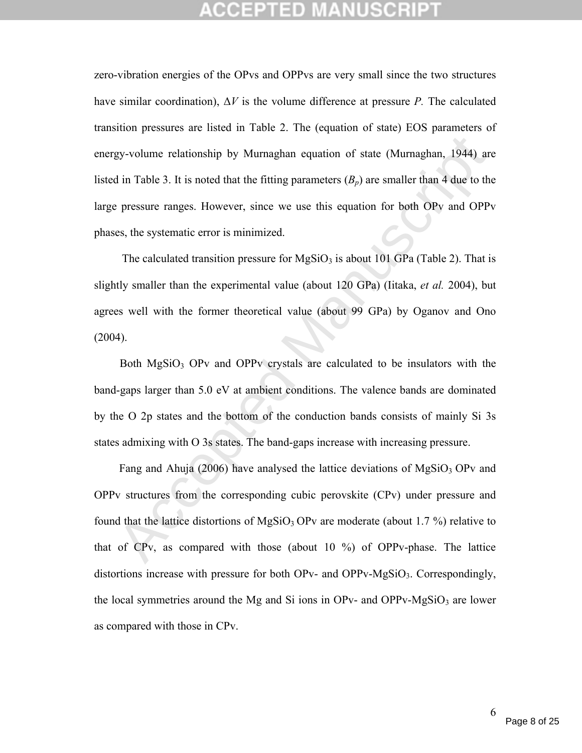zero-vibration energies of the OPvs and OPPvs are very small since the two structures have similar coordination), $\Delta V$ is the volume difference at pressure $P$. The calculated transition pressures are listed in Table 2. The (equation of state) EOS parameters of energy-volume relationship by Murnaghan equation of state (Murnaghan, 1944) are listed in Table 3. It is noted that the fitting parameters ($B_p$) are smaller than 4 due to the large pressure ranges. However, since we use this equation for both OPv and OPPv phases, the systematic error is minimized.

The calculated transition pressure for $MgSiO_3$ is about 101 GPa (Table 2). That is slightly smaller than the experimental value (about 120 GPa) (Iitaka, *et al.* 2004), but agrees well with the former theoretical value (about 99 GPa) by Oganov and Ono (2004).

Both $MgSiO_3$ OPv and OPPv crystals are calculated to be insulators with the band-gaps larger than 5.0 eV at ambient conditions. The valence bands are dominated by the O 2p states and the bottom of the conduction bands consists of mainly Si 3s states admixing with O 3s states. The band-gaps increase with increasing pressure.

Fang and Ahuja (2006) have analysed the lattice deviations of $MgSiO_3$ OPv and OPPv structures from the corresponding cubic perovskite (CPv) under pressure and found that the lattice distortions of $MgSiO_3$ OPv are moderate (about 1.7 %) relative to that of CPv, as compared with those (about 10 %) of OPPv-phase. The lattice distortions increase with pressure for both OPv- and OPPv-$MgSiO_3$. Correspondingly, the local symmetries around the Mg and Si ions in OPv- and OPPv-$MgSiO_3$ are lower as compared with those in CPv.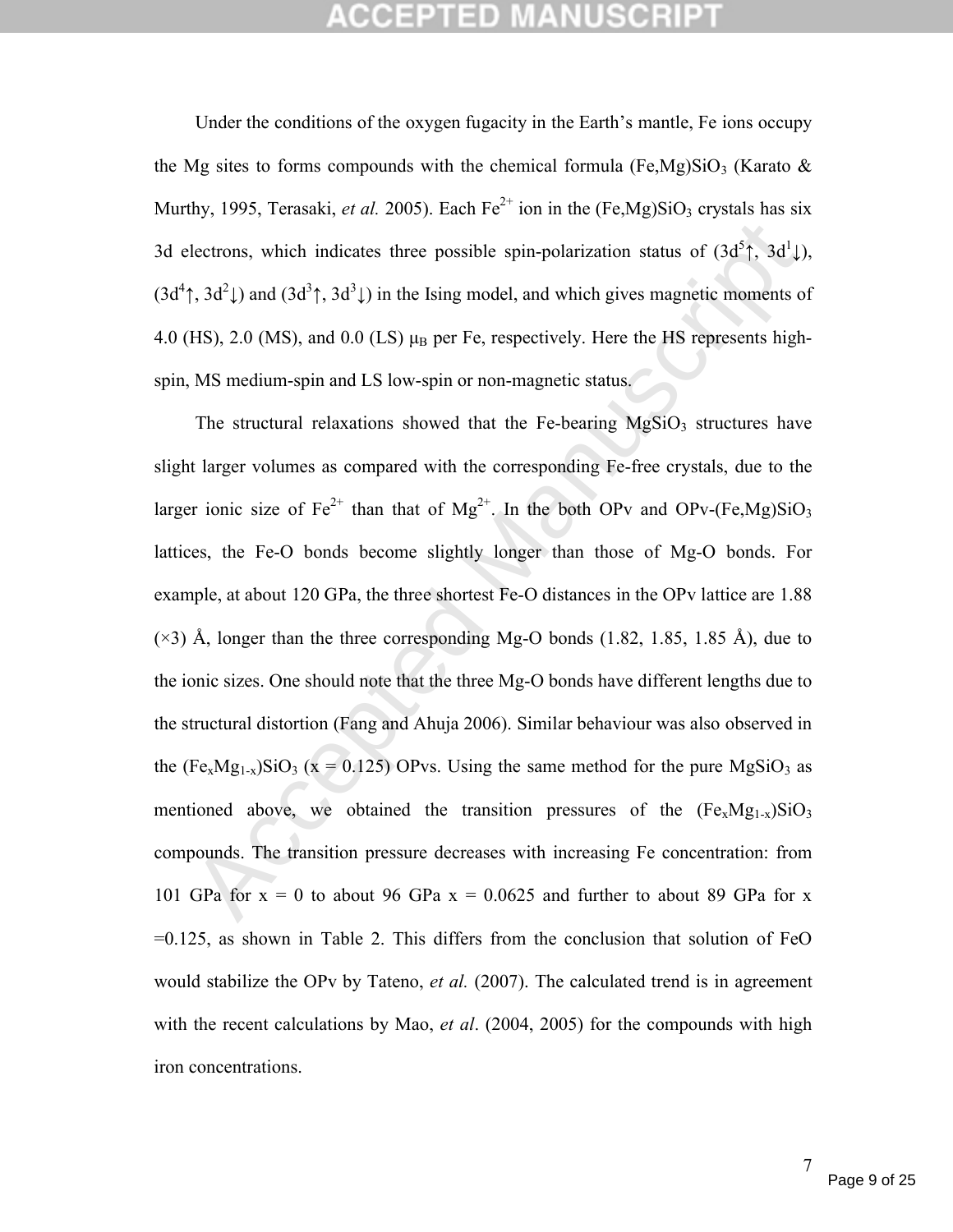Under the conditions of the oxygen fugacity in the Earth's mantle, Fe ions occupy the Mg sites to forms compounds with the chemical formula $(Fe,Mg)SiO_3$ (Karato & Murthy, 1995, Terasaki, *et al.* 2005). Each $Fe^{2+}$ ion in the $(Fe,Mg)SiO_3$ crystals has six 3d electrons, which indicates three possible spin-polarization status of ($3d^5\uparrow$, $3d^1\downarrow$), ($3d^4\uparrow$, $3d^2\downarrow$) and ($3d^3\uparrow$, $3d^3\downarrow$) in the Ising model, and which gives magnetic moments of 4.0 (HS), 2.0 (MS), and 0.0 (LS) $\mu_B$ per Fe, respectively. Here the HS represents high-spin, MS medium-spin and LS low-spin or non-magnetic status.

The structural relaxations showed that the Fe-bearing $MgSiO_3$ structures have slight larger volumes as compared with the corresponding Fe-free crystals, due to the larger ionic size of $Fe^{2+}$ than that of $Mg^{2+}$. In the both OPv and OPv-$(Fe,Mg)SiO_3$ lattices, the Fe-O bonds become slightly longer than those of Mg-O bonds. For example, at about 120 GPa, the three shortest Fe-O distances in the OPv lattice are 1.88 (×3) Å, longer than the three corresponding Mg-O bonds (1.82, 1.85, 1.85 Å), due to the ionic sizes. One should note that the three Mg-O bonds have different lengths due to the structural distortion (Fang and Ahuja 2006). Similar behaviour was also observed in the $(Fe_xMg_{1-x})SiO_3$ ($x = 0.125$) OPvs. Using the same method for the pure $MgSiO_3$ as mentioned above, we obtained the transition pressures of the $(Fe_xMg_{1-x})SiO_3$ compounds. The transition pressure decreases with increasing Fe concentration: from 101 GPa for $x = 0$ to about 96 GPa $x = 0.0625$ and further to about 89 GPa for $x = 0.125$, as shown in Table 2. This differs from the conclusion that solution of FeO would stabilize the OPv by Tateno, *et al.* (2007). The calculated trend is in agreement with the recent calculations by Mao, *et al*. (2004, 2005) for the compounds with high iron concentrations.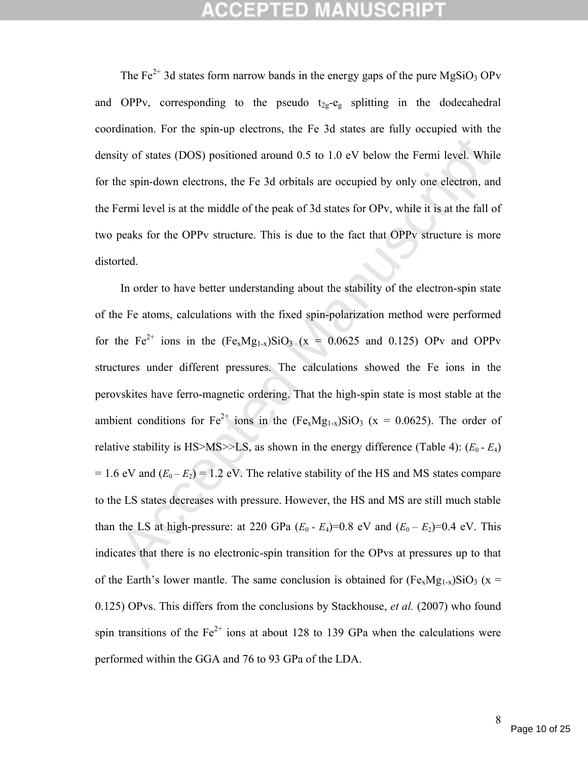The $Fe^{2+}$ 3d states form narrow bands in the energy gaps of the pure $MgSiO_3$ OPv and OPPv, corresponding to the pseudo $t_{2g}$-$e_g$ splitting in the dodecahedral coordination. For the spin-up electrons, the Fe 3d states are fully occupied with the density of states (DOS) positioned around 0.5 to 1.0 eV below the Fermi level. While for the spin-down electrons, the Fe 3d orbitals are occupied by only one electron, and the Fermi level is at the middle of the peak of 3d states for OPv, while it is at the fall of two peaks for the OPPv structure. This is due to the fact that OPPv structure is more distorted.

In order to have better understanding about the stability of the electron-spin state of the Fe atoms, calculations with the fixed spin-polarization method were performed for the $Fe^{2+}$ ions in the $(Fe_xMg_{1-x})SiO_3$ (x = 0.0625 and 0.125) OPv and OPPv structures under different pressures. The calculations showed the Fe ions in the perovskites have ferro-magnetic ordering. That the high-spin state is most stable at the ambient conditions for $Fe^{2+}$ ions in the $(Fe_xMg_{1-x})SiO_3$ (x = 0.0625). The order of relative stability is HS>MS>>LS, as shown in the energy difference (Table 4): ($E_0$ - $E_4$) = 1.6 eV and ($E_0$ – $E_2$) = 1.2 eV. The relative stability of the HS and MS states compare to the LS states decreases with pressure. However, the HS and MS are still much stable than the LS at high-pressure: at 220 GPa ($E_0$ - $E_4$)=0.8 eV and ($E_0$ – $E_2$)=0.4 eV. This indicates that there is no electronic-spin transition for the OPvs at pressures up to that of the Earth's lower mantle. The same conclusion is obtained for $(Fe_xMg_{1-x})SiO_3$ (x = 0.125) OPvs. This differs from the conclusions by Stackhouse, *et al.* (2007) who found spin transitions of the $Fe^{2+}$ ions at about 128 to 139 GPa when the calculations were performed within the GGA and 76 to 93 GPa of the LDA.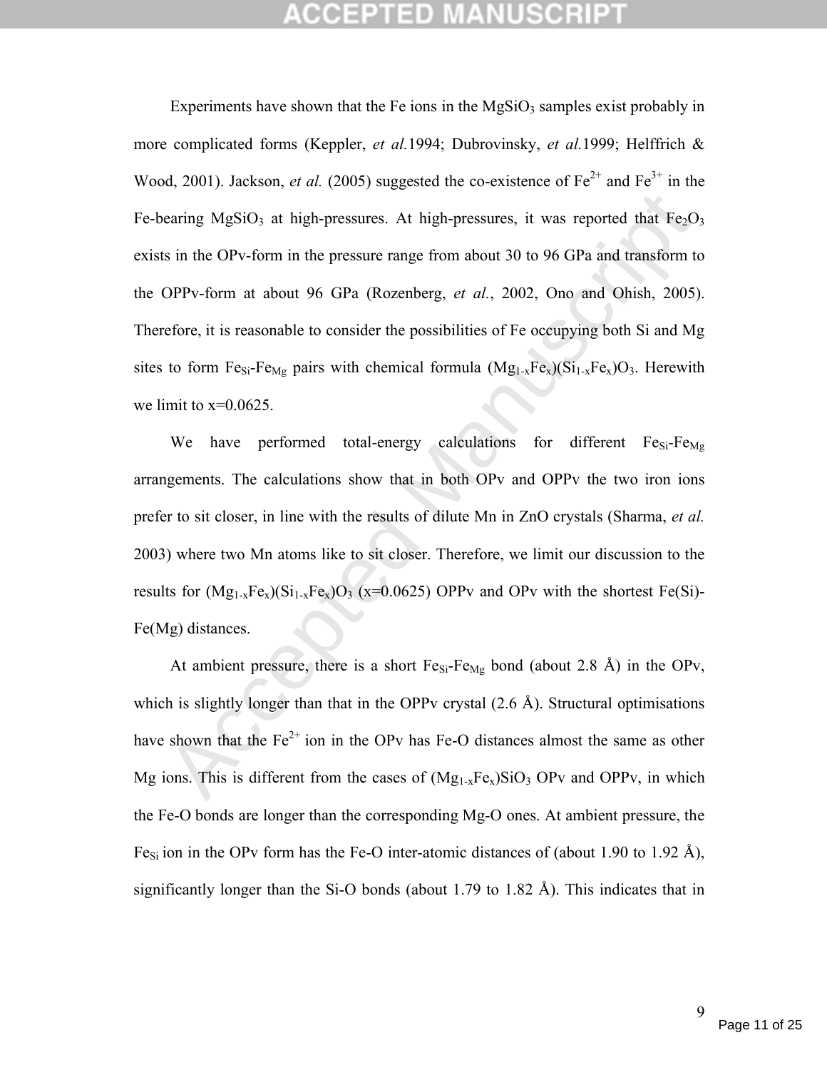Experiments have shown that the Fe ions in the $MgSiO_3$ samples exist probably in more complicated forms (Keppler, *et al.*1994; Dubrovinsky, *et al.*1999; Helffrich & Wood, 2001). Jackson, *et al.* (2005) suggested the co-existence of $Fe^{2+}$ and $Fe^{3+}$ in the Fe-bearing $MgSiO_3$ at high-pressures. At high-pressures, it was reported that $Fe_2O_3$ exists in the OPv-form in the pressure range from about 30 to 96 GPa and transform to the OPPv-form at about 96 GPa (Rozenberg, *et al.*, 2002, Ono and Ohish, 2005). Therefore, it is reasonable to consider the possibilities of Fe occupying both Si and Mg sites to form $Fe_{Si}$-$Fe_{Mg}$ pairs with chemical formula $(Mg_{1-x}Fe_x)(Si_{1-x}Fe_x)O_3$. Herewith we limit to x=0.0625.

We have performed total-energy calculations for different $Fe_{Si}$-$Fe_{Mg}$ arrangements. The calculations show that in both OPv and OPPv the two iron ions prefer to sit closer, in line with the results of dilute Mn in ZnO crystals (Sharma, *et al.* 2003) where two Mn atoms like to sit closer. Therefore, we limit our discussion to the results for $(Mg_{1-x}Fe_x)(Si_{1-x}Fe_x)O_3$ (x=0.0625) OPPv and OPv with the shortest Fe(Si)-Fe(Mg) distances.

At ambient pressure, there is a short $Fe_{Si}$-$Fe_{Mg}$ bond (about 2.8 Å) in the OPv, which is slightly longer than that in the OPPv crystal (2.6 Å). Structural optimisations have shown that the $Fe^{2+}$ ion in the OPv has Fe-O distances almost the same as other Mg ions. This is different from the cases of $(Mg_{1-x}Fe_x)SiO_3$ OPv and OPPv, in which the Fe-O bonds are longer than the corresponding Mg-O ones. At ambient pressure, the $Fe_{Si}$ ion in the OPv form has the Fe-O inter-atomic distances of (about 1.90 to 1.92 Å), significantly longer than the Si-O bonds (about 1.79 to 1.82 Å). This indicates that in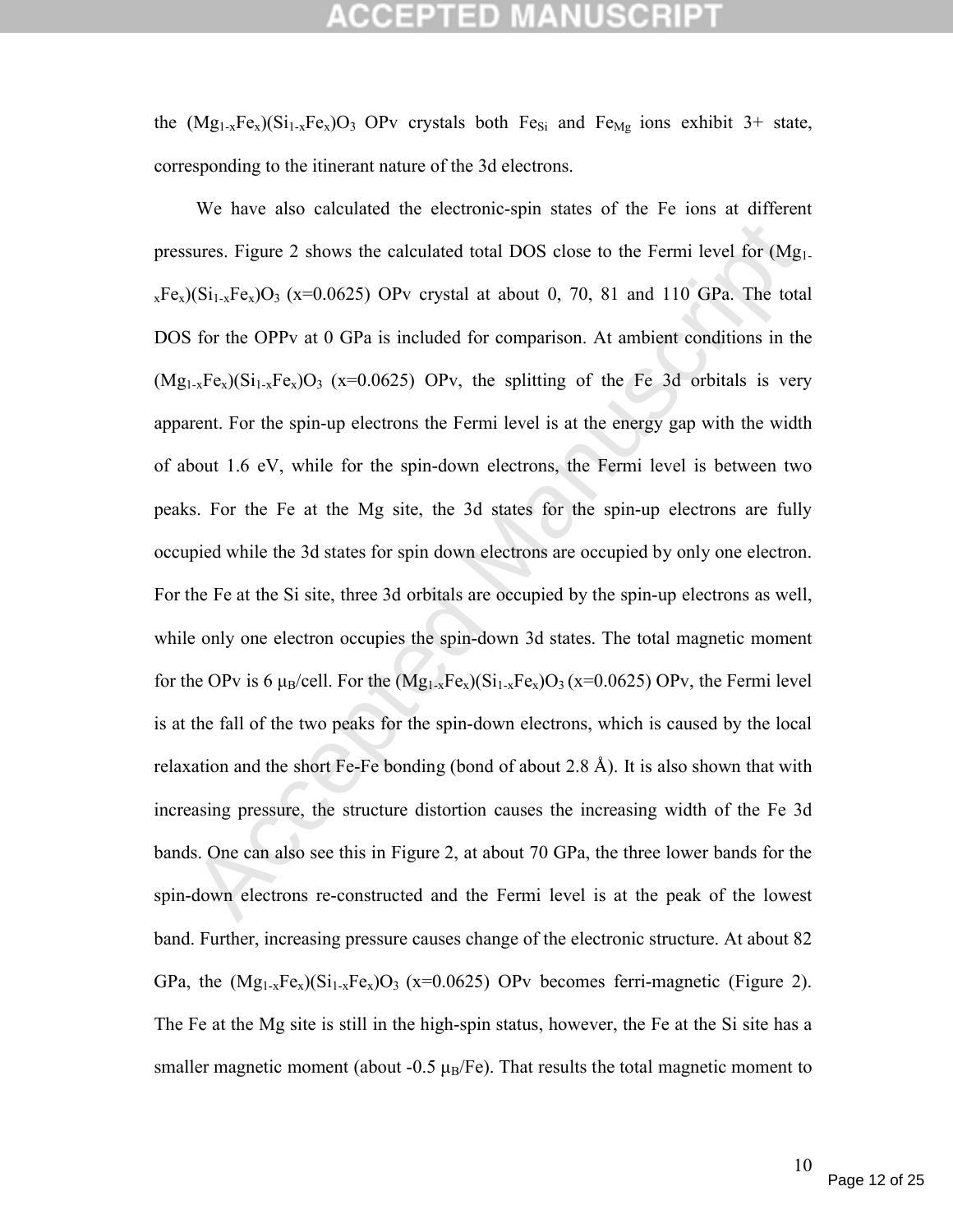the $(Mg_{1-x}Fe_x)(Si_{1-x}Fe_x)O_3$ OPv crystals both $Fe_{Si}$ and $Fe_{Mg}$ ions exhibit 3+ state, corresponding to the itinerant nature of the 3d electrons.

We have also calculated the electronic-spin states of the Fe ions at different pressures. Figure 2 shows the calculated total DOS close to the Fermi level for $(Mg_{1-x}Fe_x)(Si_{1-x}Fe_x)O_3$ (x=0.0625) OPv crystal at about 0, 70, 81 and 110 GPa. The total DOS for the OPPv at 0 GPa is included for comparison. At ambient conditions in the $(Mg_{1-x}Fe_x)(Si_{1-x}Fe_x)O_3$ (x=0.0625) OPv, the splitting of the Fe 3d orbitals is very apparent. For the spin-up electrons the Fermi level is at the energy gap with the width of about 1.6 eV, while for the spin-down electrons, the Fermi level is between two peaks. For the Fe at the Mg site, the 3d states for the spin-up electrons are fully occupied while the 3d states for spin down electrons are occupied by only one electron. For the Fe at the Si site, three 3d orbitals are occupied by the spin-up electrons as well, while only one electron occupies the spin-down 3d states. The total magnetic moment for the OPv is 6 $\mu_B$/cell. For the $(Mg_{1-x}Fe_x)(Si_{1-x}Fe_x)O_3$ (x=0.0625) OPv, the Fermi level is at the fall of the two peaks for the spin-down electrons, which is caused by the local relaxation and the short Fe-Fe bonding (bond of about 2.8 Å). It is also shown that with increasing pressure, the structure distortion causes the increasing width of the Fe 3d bands. One can also see this in Figure 2, at about 70 GPa, the three lower bands for the spin-down electrons re-constructed and the Fermi level is at the peak of the lowest band. Further, increasing pressure causes change of the electronic structure. At about 82 GPa, the $(Mg_{1-x}Fe_x)(Si_{1-x}Fe_x)O_3$ (x=0.0625) OPv becomes ferri-magnetic (Figure 2). The Fe at the Mg site is still in the high-spin status, however, the Fe at the Si site has a smaller magnetic moment (about -0.5 $\mu_B$/Fe). That results the total magnetic moment to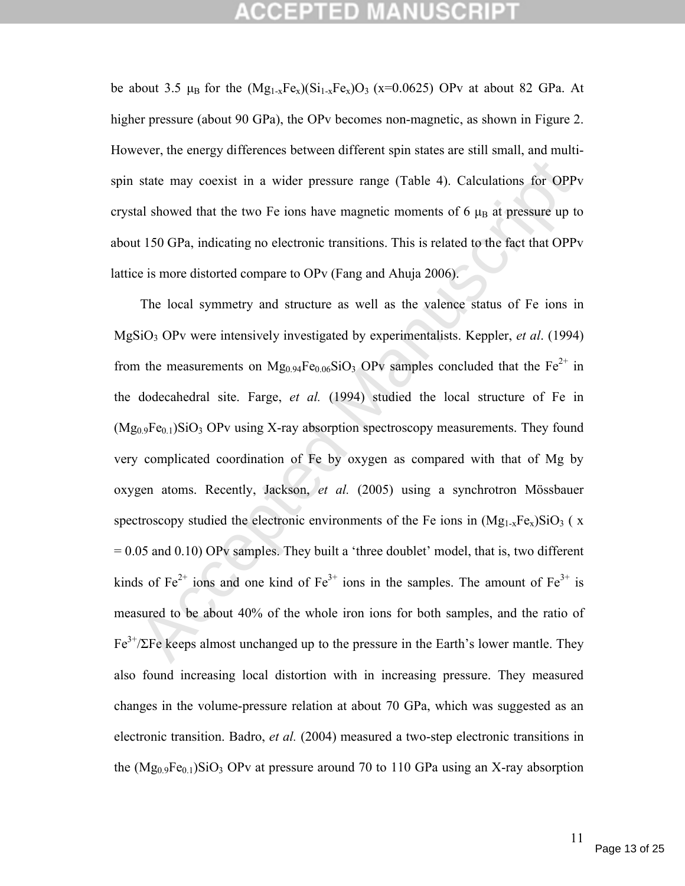be about 3.5 $\mu_B$ for the $(Mg_{1-x}Fe_x)(Si_{1-x}Fe_x)O_3$ (x=0.0625) OPv at about 82 GPa. At higher pressure (about 90 GPa), the OPv becomes non-magnetic, as shown in Figure 2. However, the energy differences between different spin states are still small, and multi-spin state may coexist in a wider pressure range (Table 4). Calculations for OPPv crystal showed that the two Fe ions have magnetic moments of 6 $\mu_B$ at pressure up to about 150 GPa, indicating no electronic transitions. This is related to the fact that OPPv lattice is more distorted compare to OPv (Fang and Ahuja 2006).

The local symmetry and structure as well as the valence status of Fe ions in $MgSiO_3$ OPv were intensively investigated by experimentalists. Keppler, *et al*. (1994) from the measurements on $Mg_{0.94}Fe_{0.06}SiO_3$ OPv samples concluded that the $Fe^{2+}$ in the dodecahedral site. Farge, *et al.* (1994) studied the local structure of Fe in $(Mg_{0.9}Fe_{0.1})SiO_3$ OPv using X-ray absorption spectroscopy measurements. They found very complicated coordination of Fe by oxygen as compared with that of Mg by oxygen atoms. Recently, Jackson, *et al.* (2005) using a synchrotron Mössbauer spectroscopy studied the electronic environments of the Fe ions in $(Mg_{1-x}Fe_x)SiO_3$ ( x = 0.05 and 0.10) OPv samples. They built a 'three doublet' model, that is, two different kinds of $Fe^{2+}$ ions and one kind of $Fe^{3+}$ ions in the samples. The amount of $Fe^{3+}$ is measured to be about 40% of the whole iron ions for both samples, and the ratio of $Fe^{3+}/\Sigma Fe$ keeps almost unchanged up to the pressure in the Earth's lower mantle. They also found increasing local distortion with in increasing pressure. They measured changes in the volume-pressure relation at about 70 GPa, which was suggested as an electronic transition. Badro, *et al.* (2004) measured a two-step electronic transitions in the $(Mg_{0.9}Fe_{0.1})SiO_3$ OPv at pressure around 70 to 110 GPa using an X-ray absorption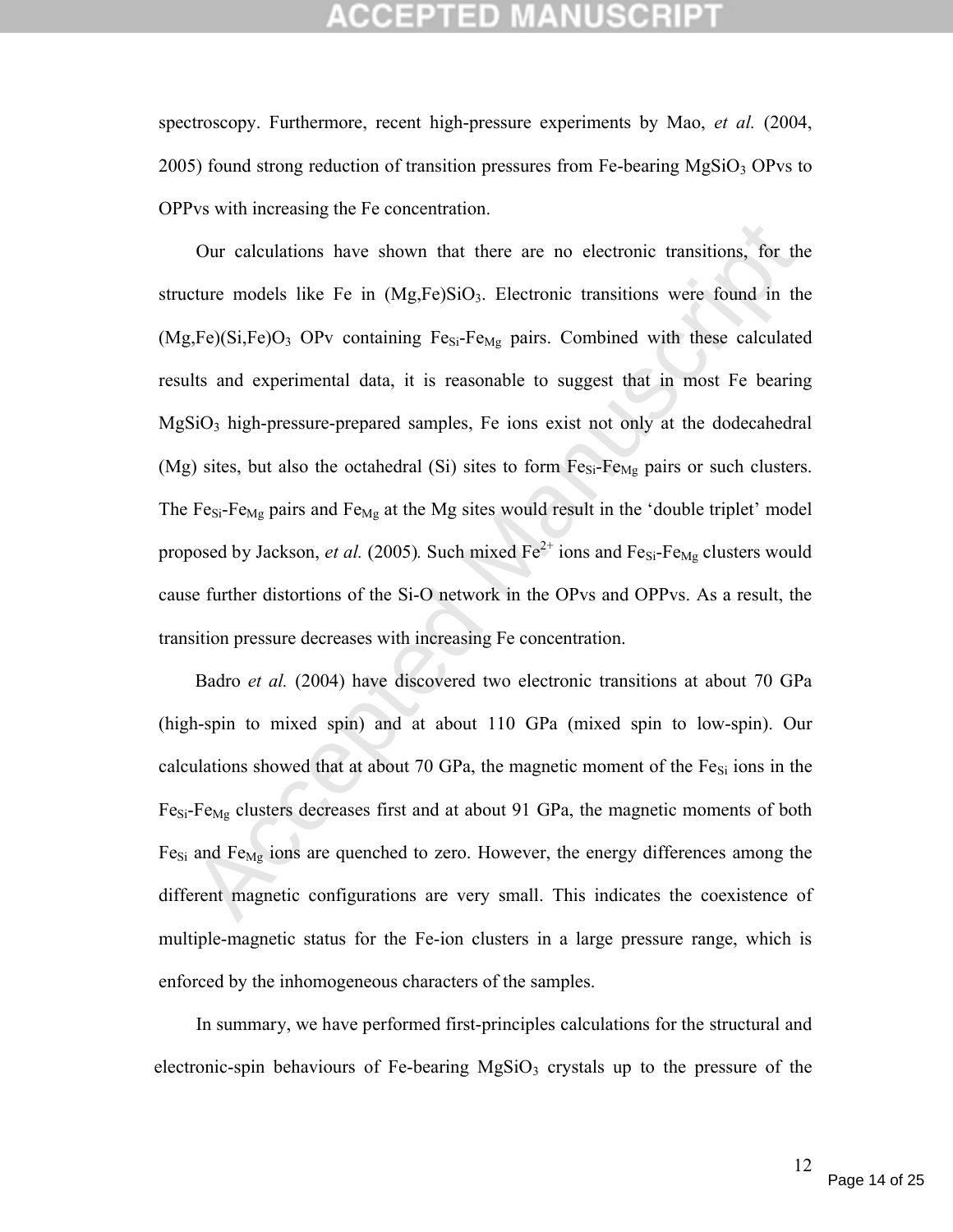spectroscopy. Furthermore, recent high-pressure experiments by Mao, *et al.* (2004, 2005) found strong reduction of transition pressures from Fe-bearing $MgSiO_3$ OPvs to OPPvs with increasing the Fe concentration.

Our calculations have shown that there are no electronic transitions, for the structure models like Fe in $(Mg,Fe)SiO_3$. Electronic transitions were found in the $(Mg,Fe)(Si,Fe)O_3$ OPv containing $Fe_{Si}$-$Fe_{Mg}$ pairs. Combined with these calculated results and experimental data, it is reasonable to suggest that in most Fe bearing $MgSiO_3$ high-pressure-prepared samples, Fe ions exist not only at the dodecahedral (Mg) sites, but also the octahedral (Si) sites to form $Fe_{Si}$-$Fe_{Mg}$ pairs or such clusters. The $Fe_{Si}$-$Fe_{Mg}$ pairs and $Fe_{Mg}$ at the Mg sites would result in the 'double triplet' model proposed by Jackson, *et al.* (2005). Such mixed $Fe^{2+}$ ions and $Fe_{Si}$-$Fe_{Mg}$ clusters would cause further distortions of the Si-O network in the OPvs and OPPvs. As a result, the transition pressure decreases with increasing Fe concentration.

Badro *et al.* (2004) have discovered two electronic transitions at about 70 GPa (high-spin to mixed spin) and at about 110 GPa (mixed spin to low-spin). Our calculations showed that at about 70 GPa, the magnetic moment of the $Fe_{Si}$ ions in the $Fe_{Si}$-$Fe_{Mg}$ clusters decreases first and at about 91 GPa, the magnetic moments of both $Fe_{Si}$ and $Fe_{Mg}$ ions are quenched to zero. However, the energy differences among the different magnetic configurations are very small. This indicates the coexistence of multiple-magnetic status for the Fe-ion clusters in a large pressure range, which is enforced by the inhomogeneous characters of the samples.

In summary, we have performed first-principles calculations for the structural and electronic-spin behaviours of Fe-bearing $MgSiO_3$ crystals up to the pressure of the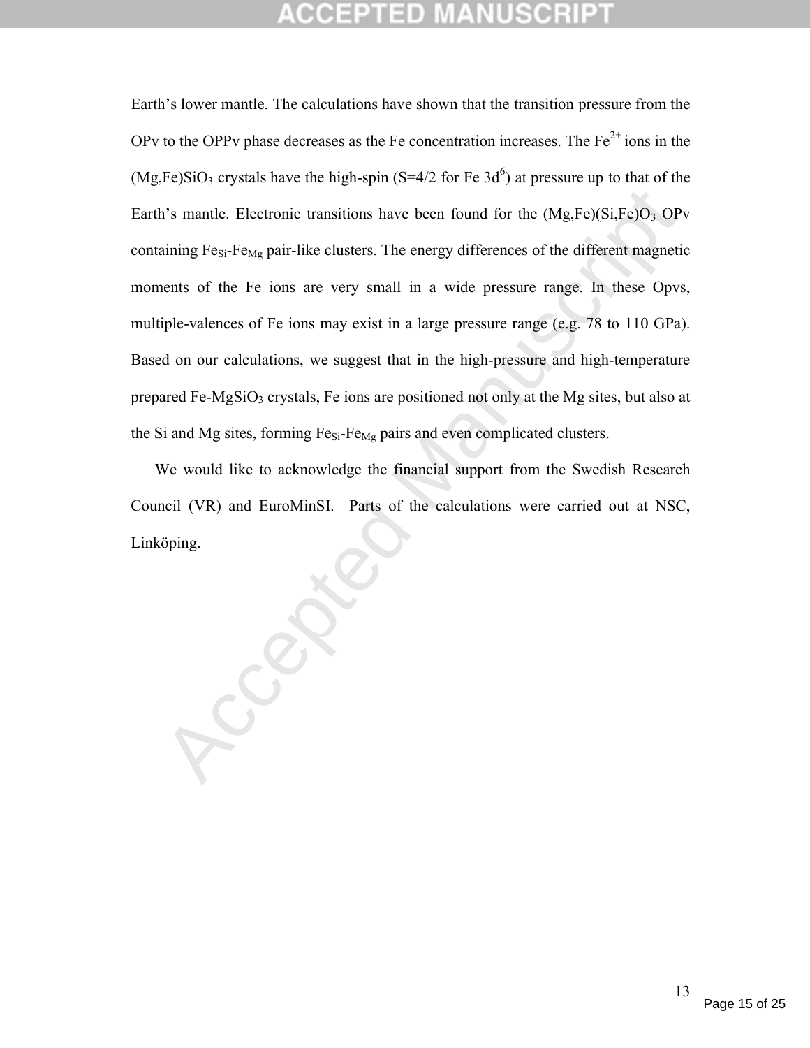Earth's lower mantle. The calculations have shown that the transition pressure from the OPv to the OPPv phase decreases as the Fe concentration increases. The $Fe^{2+}$ ions in the $(Mg,Fe)SiO_3$ crystals have the high-spin (S=4/2 for Fe $3d^6$) at pressure up to that of the Earth's mantle. Electronic transitions have been found for the $(Mg,Fe)(Si,Fe)O_3$ OPv containing $Fe_{Si}$-$Fe_{Mg}$ pair-like clusters. The energy differences of the different magnetic moments of the Fe ions are very small in a wide pressure range. In these Opvs, multiple-valences of Fe ions may exist in a large pressure range (e.g. 78 to 110 GPa). Based on our calculations, we suggest that in the high-pressure and high-temperature prepared Fe-$MgSiO_3$ crystals, Fe ions are positioned not only at the Mg sites, but also at the Si and Mg sites, forming $Fe_{Si}$-$Fe_{Mg}$ pairs and even complicated clusters.

We would like to acknowledge the financial support from the Swedish Research Council (VR) and EuroMinSI. Parts of the calculations were carried out at NSC, Linköping.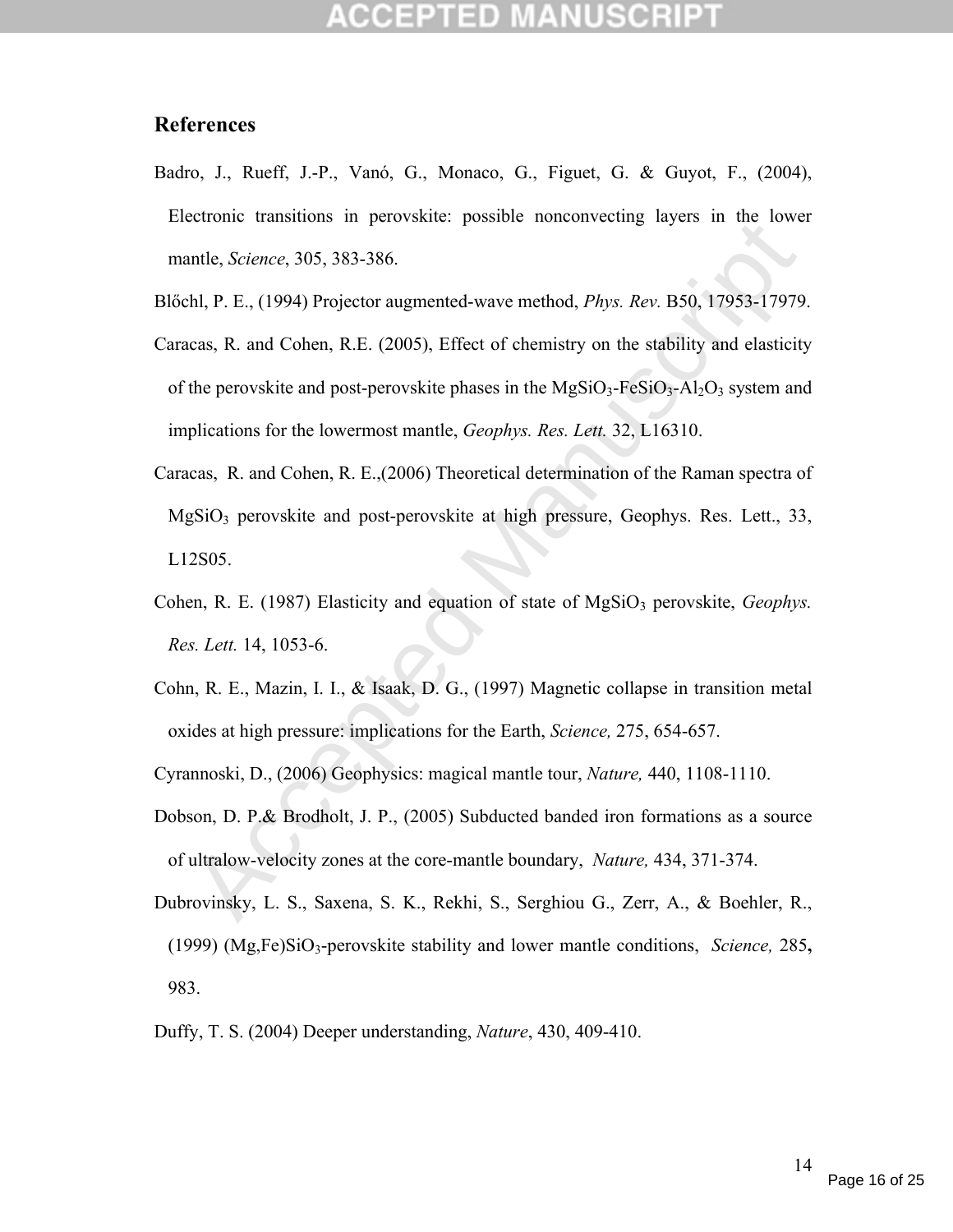## References

Badro, J., Rueff, J.-P., Vanó, G., Monaco, G., Figuet, G. & Guyot, F., (2004), Electronic transitions in perovskite: possible nonconvecting layers in the lower mantle, *Science*, 305, 383-386.

Blőchl, P. E., (1994) Projector augmented-wave method, *Phys. Rev.* B50, 17953-17979.

Caracas, R. and Cohen, R.E. (2005), Effect of chemistry on the stability and elasticity of the perovskite and post-perovskite phases in the $MgSiO_3$-$FeSiO_3$-$Al_2O_3$ system and implications for the lowermost mantle, *Geophys. Res. Lett.* 32, L16310.

Caracas, R. and Cohen, R. E.,(2006) Theoretical determination of the Raman spectra of $MgSiO_3$ perovskite and post-perovskite at high pressure, Geophys. Res. Lett., 33, L12S05.

Cohen, R. E. (1987) Elasticity and equation of state of $MgSiO_3$ perovskite, *Geophys. Res. Lett.* 14, 1053-6.

Cohn, R. E., Mazin, I. I., & Isaak, D. G., (1997) Magnetic collapse in transition metal oxides at high pressure: implications for the Earth, *Science,* 275, 654-657.

Cyrannoski, D., (2006) Geophysics: magical mantle tour, *Nature,* 440, 1108-1110.

Dobson, D. P.& Brodholt, J. P., (2005) Subducted banded iron formations as a source of ultralow-velocity zones at the core-mantle boundary, *Nature,* 434, 371-374.

Dubrovinsky, L. S., Saxena, S. K., Rekhi, S., Serghiou G., Zerr, A., & Boehler, R., (1999) (Mg,Fe)$SiO_3$-perovskite stability and lower mantle conditions, *Science,* 285**,** 983.

Duffy, T. S. (2004) Deeper understanding, *Nature*, 430, 409-410.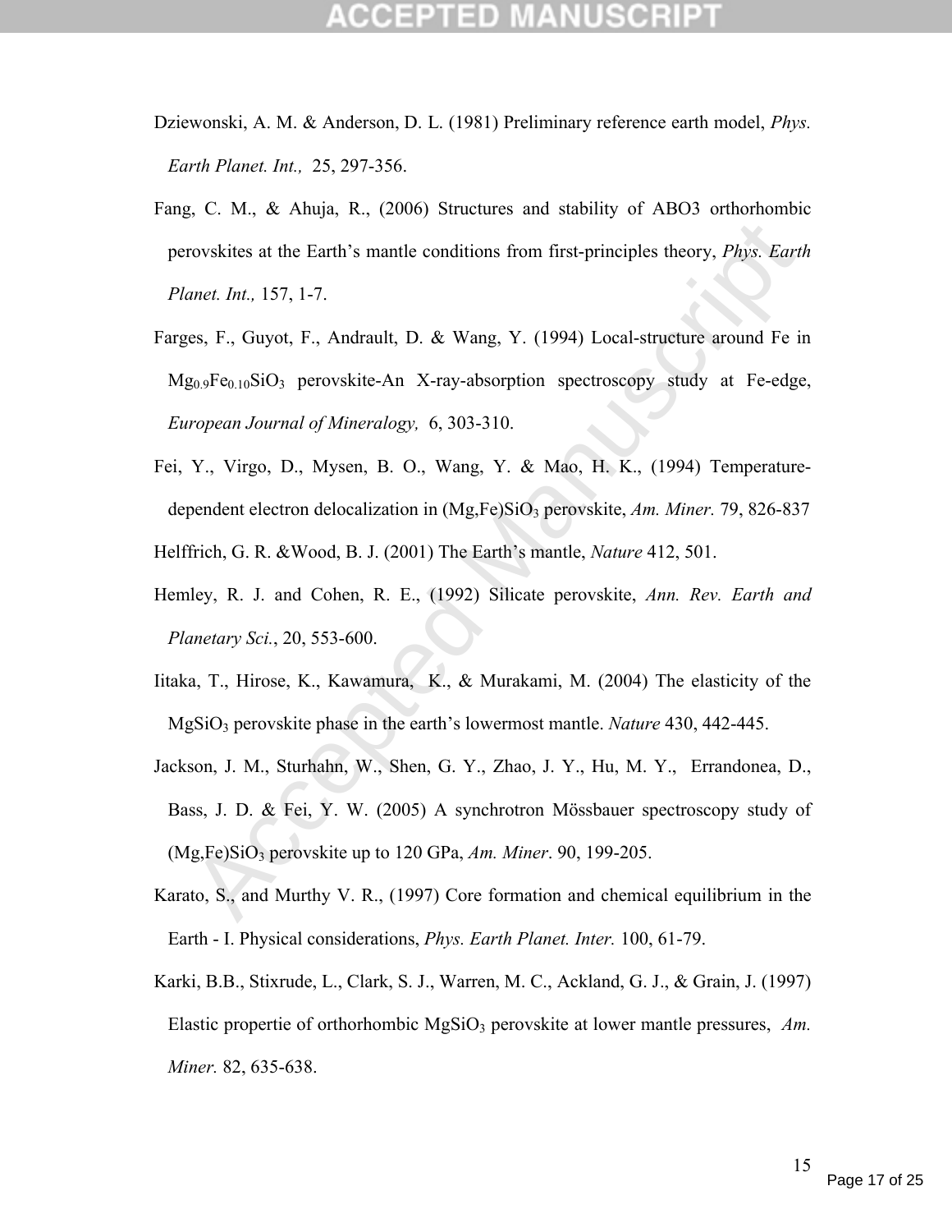Dziewonski, A. M. & Anderson, D. L. (1981) Preliminary reference earth model, *Phys. Earth Planet. Int.,* 25, 297-356.

Fang, C. M., & Ahuja, R., (2006) Structures and stability of ABO3 orthorhombic perovskites at the Earth's mantle conditions from first-principles theory, *Phys. Earth Planet. Int.,* 157, 1-7.

Farges, F., Guyot, F., Andrault, D. & Wang, Y. (1994) Local-structure around Fe in $Mg_{0.9}Fe_{0.10}SiO_3$ perovskite-An X-ray-absorption spectroscopy study at Fe-edge, *European Journal of Mineralogy,* 6, 303-310.

Fei, Y., Virgo, D., Mysen, B. O., Wang, Y. & Mao, H. K., (1994) Temperature-dependent electron delocalization in (Mg,Fe)$SiO_3$ perovskite, *Am. Miner.* 79, 826-837

Helffrich, G. R. &Wood, B. J. (2001) The Earth's mantle, *Nature* 412, 501.

Hemley, R. J. and Cohen, R. E., (1992) Silicate perovskite, *Ann. Rev. Earth and Planetary Sci.*, 20, 553-600.

Iitaka, T., Hirose, K., Kawamura, K., & Murakami, M. (2004) The elasticity of the $MgSiO_3$ perovskite phase in the earth's lowermost mantle. *Nature* 430, 442-445.

Jackson, J. M., Sturhahn, W., Shen, G. Y., Zhao, J. Y., Hu, M. Y., Errandonea, D., Bass, J. D. & Fei, Y. W. (2005) A synchrotron Mössbauer spectroscopy study of (Mg,Fe)$SiO_3$ perovskite up to 120 GPa, *Am. Miner*. 90, 199-205.

Karato, S., and Murthy V. R., (1997) Core formation and chemical equilibrium in the Earth - I. Physical considerations, *Phys. Earth Planet. Inter.* 100, 61-79.

Karki, B.B., Stixrude, L., Clark, S. J., Warren, M. C., Ackland, G. J., & Grain, J. (1997) Elastic propertie of orthorhombic $MgSiO_3$ perovskite at lower mantle pressures, *Am. Miner.* 82, 635-638.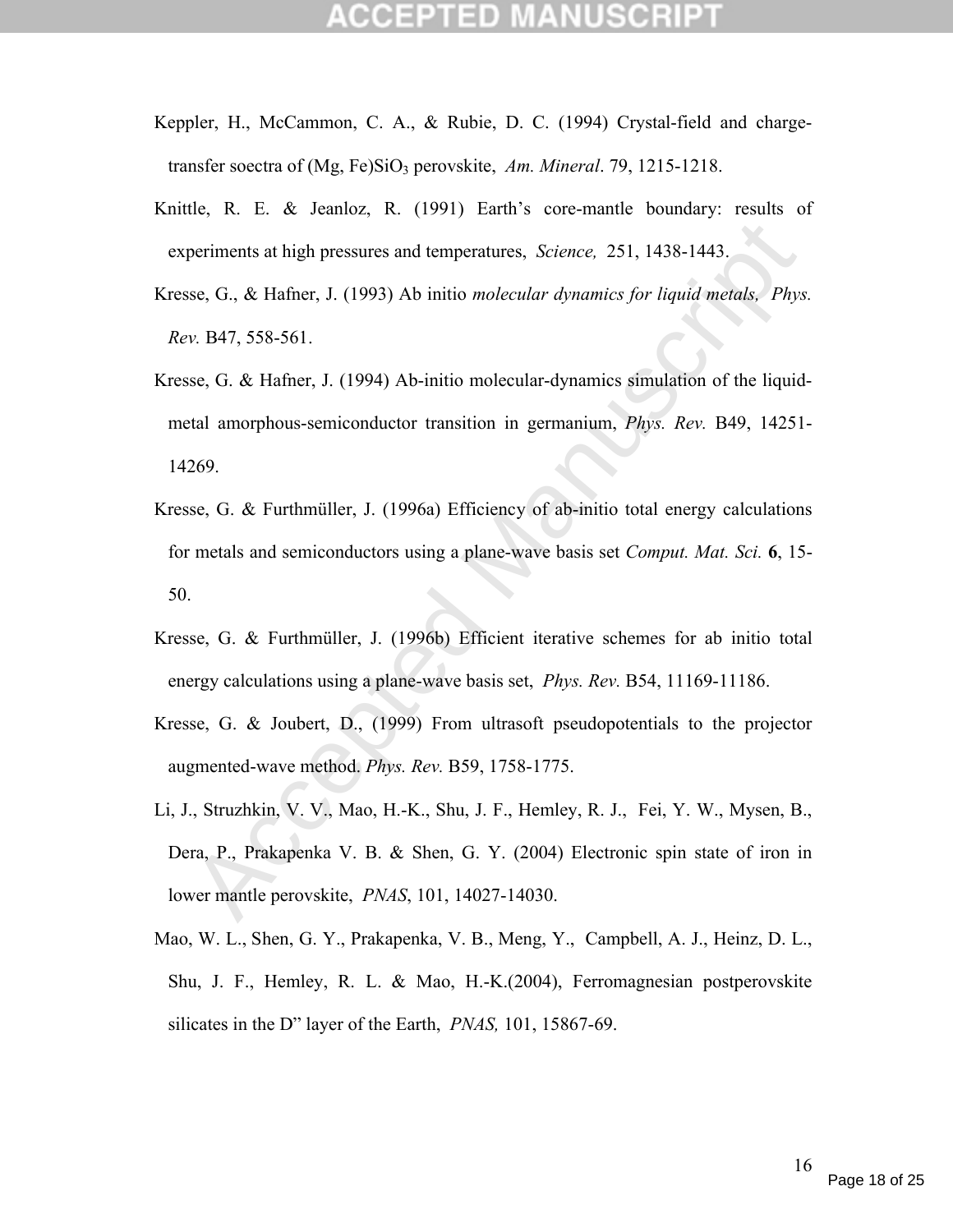Keppler, H., McCammon, C. A., & Rubie, D. C. (1994) Crystal-field and charge-transfer soectra of (Mg, Fe)$SiO_3$ perovskite, *Am. Mineral*. 79, 1215-1218.

Knittle, R. E. & Jeanloz, R. (1991) Earth's core-mantle boundary: results of experiments at high pressures and temperatures, *Science,* 251, 1438-1443.

Kresse, G., & Hafner, J. (1993) Ab initio *molecular dynamics for liquid metals, Phys. Rev.* B47, 558-561.

Kresse, G. & Hafner, J. (1994) Ab-initio molecular-dynamics simulation of the liquid-metal amorphous-semiconductor transition in germanium, *Phys. Rev.* B49, 14251-14269.

Kresse, G. & Furthmüller, J. (1996a) Efficiency of ab-initio total energy calculations for metals and semiconductors using a plane-wave basis set *Comput. Mat. Sci.* **6**, 15-50.

Kresse, G. & Furthmüller, J. (1996b) Efficient iterative schemes for ab initio total energy calculations using a plane-wave basis set, *Phys. Rev.* B54, 11169-11186.

Kresse, G. & Joubert, D., (1999) From ultrasoft pseudopotentials to the projector augmented-wave method. *Phys. Rev.* B59, 1758-1775.

Li, J., Struzhkin, V. V., Mao, H.-K., Shu, J. F., Hemley, R. J., Fei, Y. W., Mysen, B., Dera, P., Prakapenka V. B. & Shen, G. Y. (2004) Electronic spin state of iron in lower mantle perovskite, *PNAS*, 101, 14027-14030.

Mao, W. L., Shen, G. Y., Prakapenka, V. B., Meng, Y., Campbell, A. J., Heinz, D. L., Shu, J. F., Hemley, R. L. & Mao, H.-K.(2004), Ferromagnesian postperovskite silicates in the D" layer of the Earth, *PNAS,* 101, 15867-69.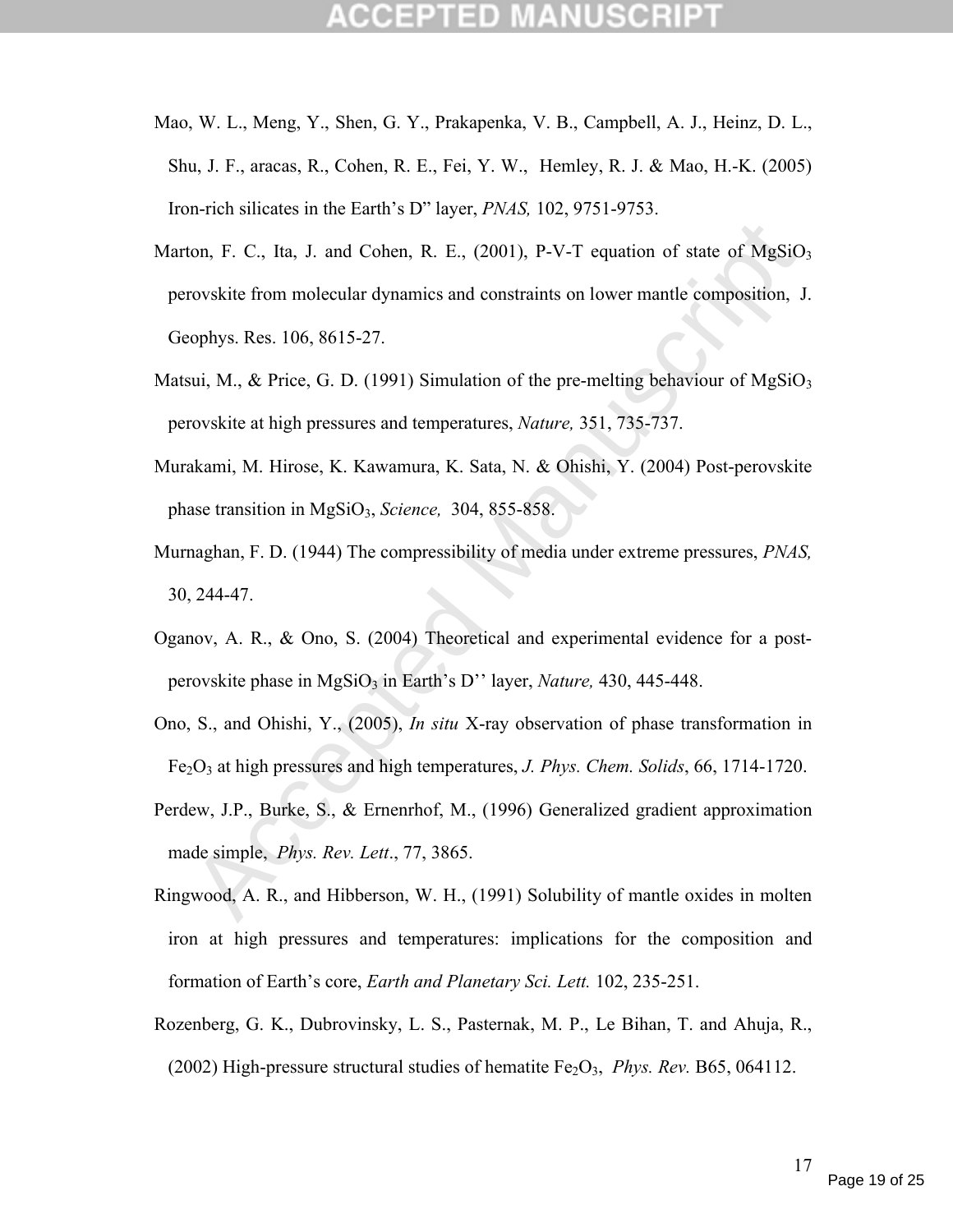Mao, W. L., Meng, Y., Shen, G. Y., Prakapenka, V. B., Campbell, A. J., Heinz, D. L., Shu, J. F., aracas, R., Cohen, R. E., Fei, Y. W., Hemley, R. J. & Mao, H.-K. (2005) Iron-rich silicates in the Earth's D" layer, *PNAS,* 102, 9751-9753.

Marton, F. C., Ita, J. and Cohen, R. E., (2001), P-V-T equation of state of $MgSiO_3$ perovskite from molecular dynamics and constraints on lower mantle composition, J. Geophys. Res. 106, 8615-27.

Matsui, M., & Price, G. D. (1991) Simulation of the pre-melting behaviour of $MgSiO_3$ perovskite at high pressures and temperatures, *Nature,* 351, 735-737.

Murakami, M. Hirose, K. Kawamura, K. Sata, N. & Ohishi, Y. (2004) Post-perovskite phase transition in $MgSiO_3$, *Science,* 304, 855-858.

Murnaghan, F. D. (1944) The compressibility of media under extreme pressures, *PNAS,* 30, 244-47.

Oganov, A. R., & Ono, S. (2004) Theoretical and experimental evidence for a post-perovskite phase in $MgSiO_3$ in Earth's D'' layer, *Nature,* 430, 445-448.

Ono, S., and Ohishi, Y., (2005), *In situ* X-ray observation of phase transformation in $Fe_2O_3$ at high pressures and high temperatures, *J. Phys. Chem. Solids*, 66, 1714-1720.

Perdew, J.P., Burke, S., & Ernenrhof, M., (1996) Generalized gradient approximation made simple, *Phys. Rev. Lett*., 77, 3865.

Ringwood, A. R., and Hibberson, W. H., (1991) Solubility of mantle oxides in molten iron at high pressures and temperatures: implications for the composition and formation of Earth's core, *Earth and Planetary Sci. Lett.* 102, 235-251.

Rozenberg, G. K., Dubrovinsky, L. S., Pasternak, M. P., Le Bihan, T. and Ahuja, R., (2002) High-pressure structural studies of hematite $Fe_2O_3$, *Phys. Rev.* B65, 064112.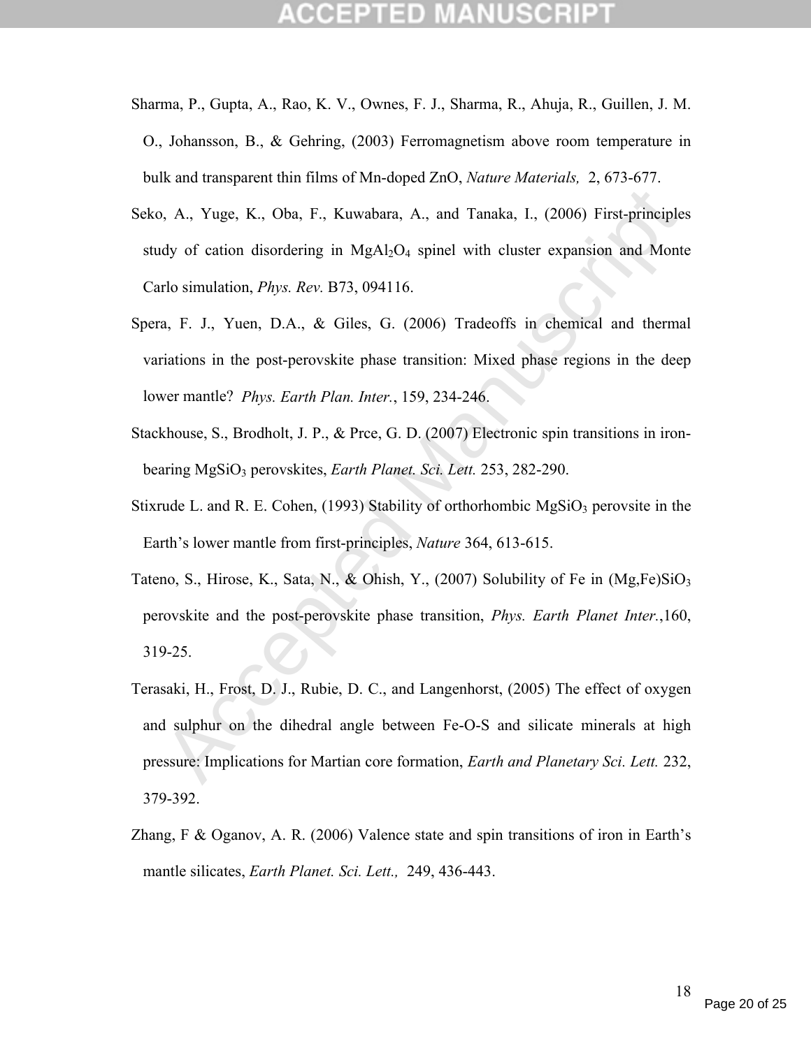Sharma, P., Gupta, A., Rao, K. V., Ownes, F. J., Sharma, R., Ahuja, R., Guillen, J. M. O., Johansson, B., & Gehring, (2003) Ferromagnetism above room temperature in bulk and transparent thin films of Mn-doped ZnO, *Nature Materials,* 2, 673-677.

Seko, A., Yuge, K., Oba, F., Kuwabara, A., and Tanaka, I., (2006) First-principles study of cation disordering in $MgAl_2O_4$ spinel with cluster expansion and Monte Carlo simulation, *Phys. Rev.* B73, 094116.

Spera, F. J., Yuen, D.A., & Giles, G. (2006) Tradeoffs in chemical and thermal variations in the post-perovskite phase transition: Mixed phase regions in the deep lower mantle? *Phys. Earth Plan. Inter.*, 159, 234-246.

Stackhouse, S., Brodholt, J. P., & Prce, G. D. (2007) Electronic spin transitions in iron-bearing $MgSiO_3$ perovskites, *Earth Planet. Sci. Lett.* 253, 282-290.

Stixrude L. and R. E. Cohen, (1993) Stability of orthorhombic $MgSiO_3$ perovsite in the Earth's lower mantle from first-principles, *Nature* 364, 613-615.

Tateno, S., Hirose, K., Sata, N., & Ohish, Y., (2007) Solubility of Fe in $(Mg,Fe)SiO_3$ perovskite and the post-perovskite phase transition, *Phys. Earth Planet Inter.*,160, 319-25.

Terasaki, H., Frost, D. J., Rubie, D. C., and Langenhorst, (2005) The effect of oxygen and sulphur on the dihedral angle between Fe-O-S and silicate minerals at high pressure: Implications for Martian core formation, *Earth and Planetary Sci. Lett.* 232, 379-392.

Zhang, F & Oganov, A. R. (2006) Valence state and spin transitions of iron in Earth's mantle silicates, *Earth Planet. Sci. Lett.,* 249, 436-443.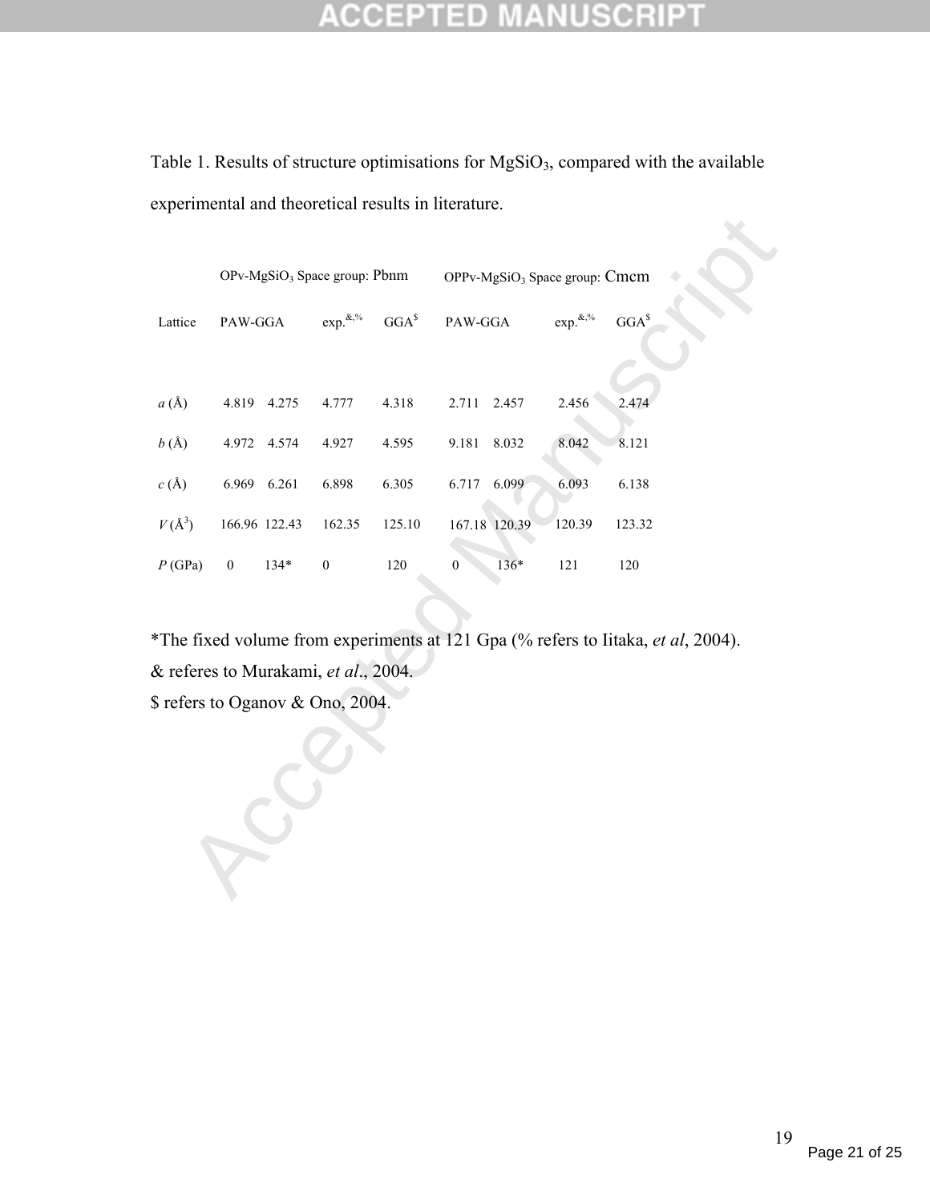Table 1. Results of structure optimisations for $MgSiO_3$, compared with the available experimental and theoretical results in literature.

| | OPv-$MgSiO_3$ Space group: Pbnm | | | | OPPv-$MgSiO_3$ Space group: Cmcm | | | |
|---|---|---|---|---|---|---|---|---|
| Lattice | PAW-GGA | | exp.[&,%] | GGA[$] | PAW-GGA | | exp.[&,%] | GGA[$] |
| *a* (Å) | 4.819 | 4.275 | 4.777 | 4.318 | 2.711 | 2.457 | 2.456 | 2.474 |
| *b* (Å) | 4.972 | 4.574 | 4.927 | 4.595 | 9.181 | 8.032 | 8.042 | 8.121 |
| *c* (Å) | 6.969 | 6.261 | 6.898 | 6.305 | 6.717 | 6.099 | 6.093 | 6.138 |
| *V* (Å$^3$) | 166.96 | 122.43 | 162.35 | 125.10 | 167.18 | 120.39 | 120.39 | 123.32 |
| *P* (GPa) | 0 | 134* | 0 | 120 | 0 | 136* | 121 | 120 |

*The fixed volume from experiments at 121 Gpa (% refers to Iitaka, *et al*, 2004).
& referes to Murakami, *et al*., 2004.
$ refers to Oganov & Ono, 2004.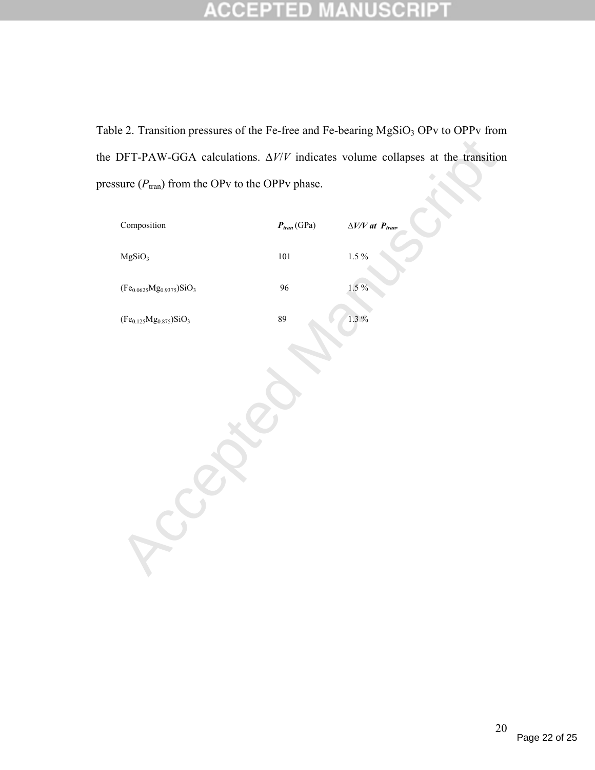Table 2. Transition pressures of the Fe-free and Fe-bearing $MgSiO_3$ OPv to OPPv from the DFT-PAW-GGA calculations. $\Delta V/V$ indicates volume collapses at the transition pressure ($P_{tran}$) from the OPv to the OPPv phase.

| Composition | $P_{tran}$ (GPa) | $\Delta V/V$ at $P_{tran}$. |
|---|---|---|
| $MgSiO_3$ | 101 | 1.5 % |
| $(Fe_{0.0625}Mg_{0.9375})SiO_3$ | 96 | 1.5 % |
| $(Fe_{0.125}Mg_{0.875})SiO_3$ | 89 | 1.3 % |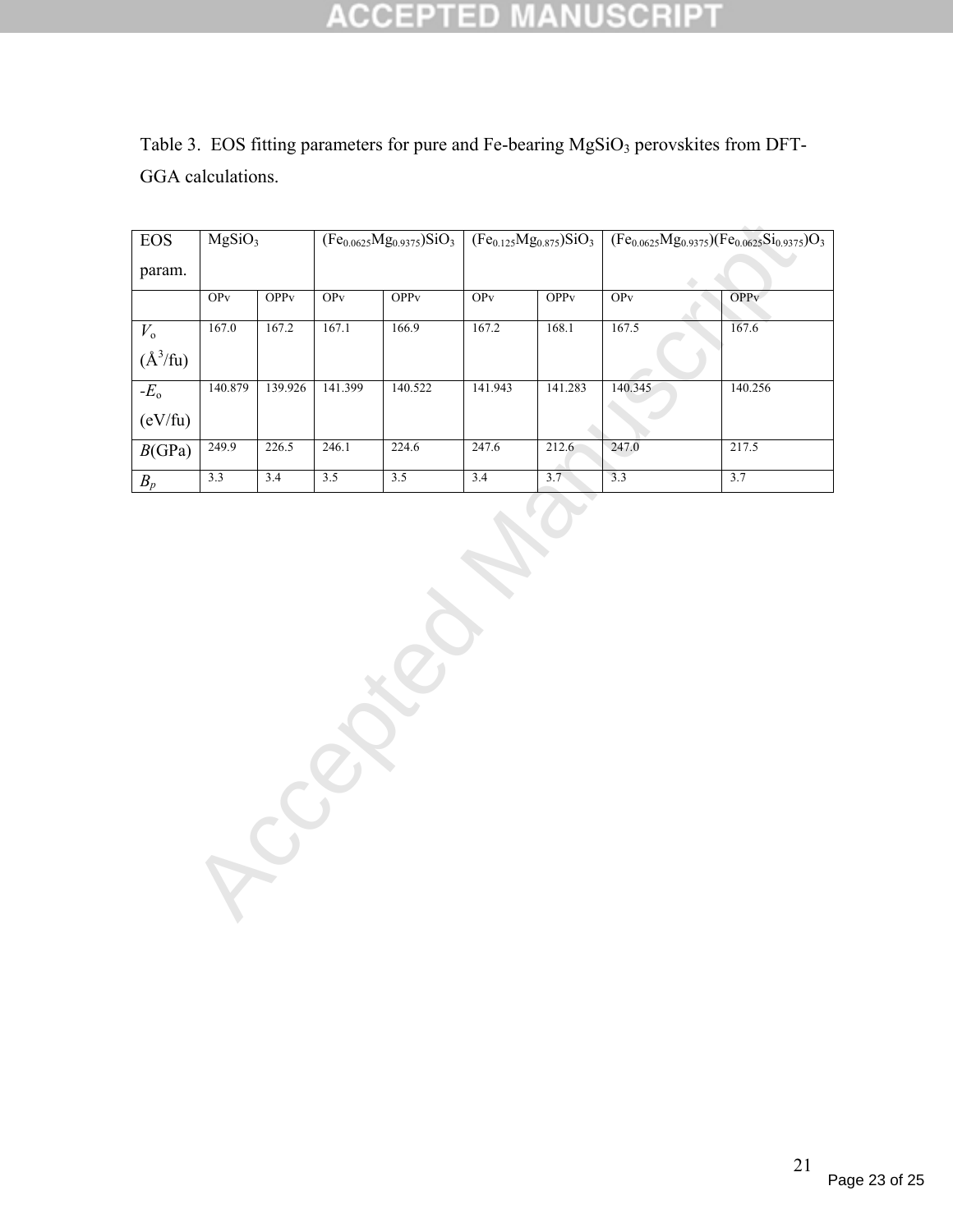Table 3. EOS fitting parameters for pure and Fe-bearing $MgSiO_3$ perovskites from DFT-GGA calculations.

| EOS param. | $MgSiO_3$ | | $(Fe_{0.0625}Mg_{0.9375})SiO_3$ | | $(Fe_{0.125}Mg_{0.875})SiO_3$ | | $(Fe_{0.0625}Mg_{0.9375})(Fe_{0.0625}Si_{0.9375})O_3$ | |
|---|---|---|---|---|---|---|---|---|
| | OPv | OPPv | OPv | OPPv | OPv | OPPv | OPv | OPPv |
| $V_o$ (Å$^3$/fu) | 167.0 | 167.2 | 167.1 | 166.9 | 167.2 | 168.1 | 167.5 | 167.6 |
| $-E_o$ (eV/fu) | 140.879 | 139.926 | 141.399 | 140.522 | 141.943 | 141.283 | 140.345 | 140.256 |
| $B$(GPa) | 249.9 | 226.5 | 246.1 | 224.6 | 247.6 | 212.6 | 247.0 | 217.5 |
| $B_p$ | 3.3 | 3.4 | 3.5 | 3.5 | 3.4 | 3.7 | 3.3 | 3.7 |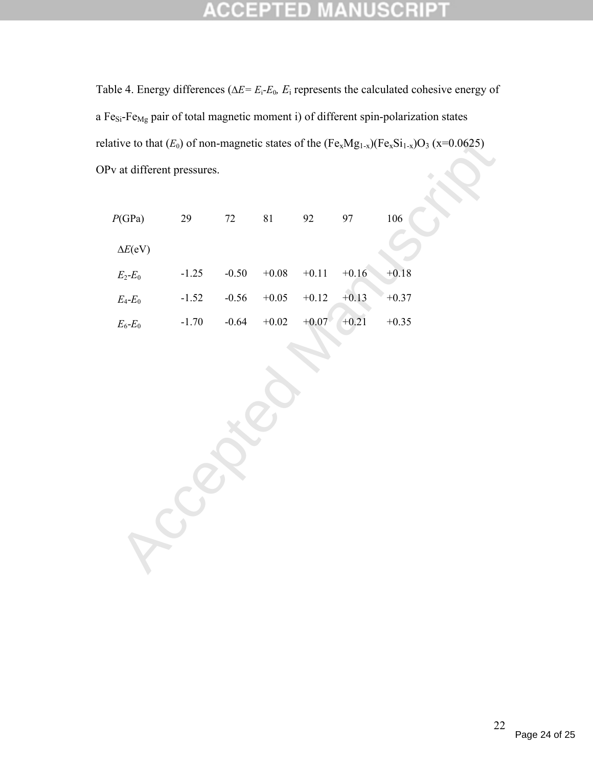Table 4. Energy differences ($\Delta E = E_i - E_0$, $E_i$ represents the calculated cohesive energy of a $Fe_{Si}$-$Fe_{Mg}$ pair of total magnetic moment i) of different spin-polarization states relative to that ($E_0$) of non-magnetic states of the $(Fe_xMg_{1-x})(Fe_xSi_{1-x})O_3$ (x=0.0625) OPv at different pressures.

| $P$(GPa) | 29 | 72 | 81 | 92 | 97 | 106 |
|---|---|---|---|---|---|---|
| $\Delta E$(eV) | | | | | | |
| $E_2$-$E_0$ | -1.25 | -0.50 | +0.08 | +0.11 | +0.16 | +0.18 |
| $E_4$-$E_0$ | -1.52 | -0.56 | +0.05 | +0.12 | +0.13 | +0.37 |
| $E_6$-$E_0$ | -1.70 | -0.64 | +0.02 | +0.07 | +0.21 | +0.35 |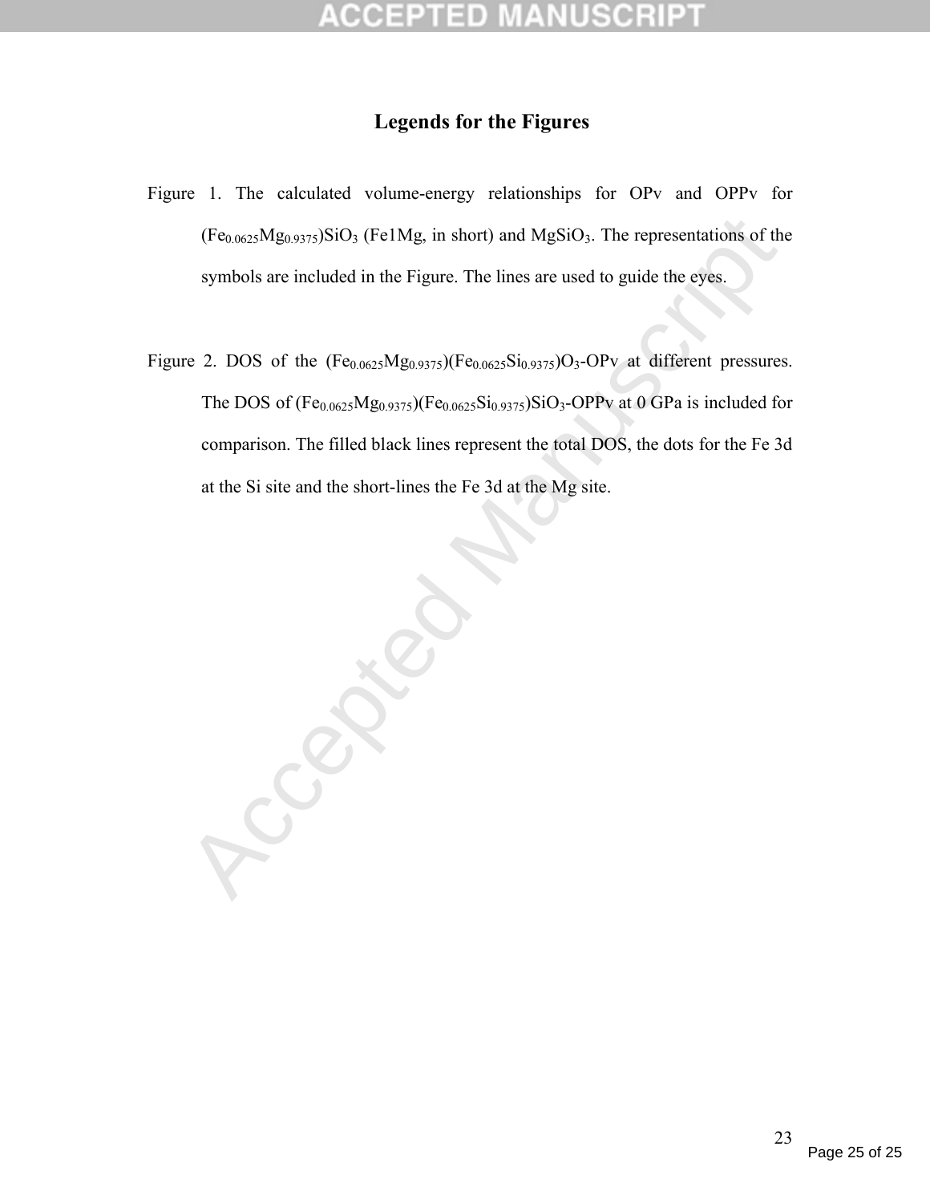## Legends for the Figures

Figure 1. The calculated volume-energy relationships for OPv and OPPv for $(Fe_{0.0625}Mg_{0.9375})SiO_3$ (Fe1Mg, in short) and $MgSiO_3$. The representations of the symbols are included in the Figure. The lines are used to guide the eyes.

Figure 2. DOS of the $(Fe_{0.0625}Mg_{0.9375})(Fe_{0.0625}Si_{0.9375})O_3$-OPv at different pressures. The DOS of $(Fe_{0.0625}Mg_{0.9375})(Fe_{0.0625}Si_{0.9375})SiO_3$-OPPv at 0 GPa is included for comparison. The filled black lines represent the total DOS, the dots for the Fe 3d at the Si site and the short-lines the Fe 3d at the Mg site.